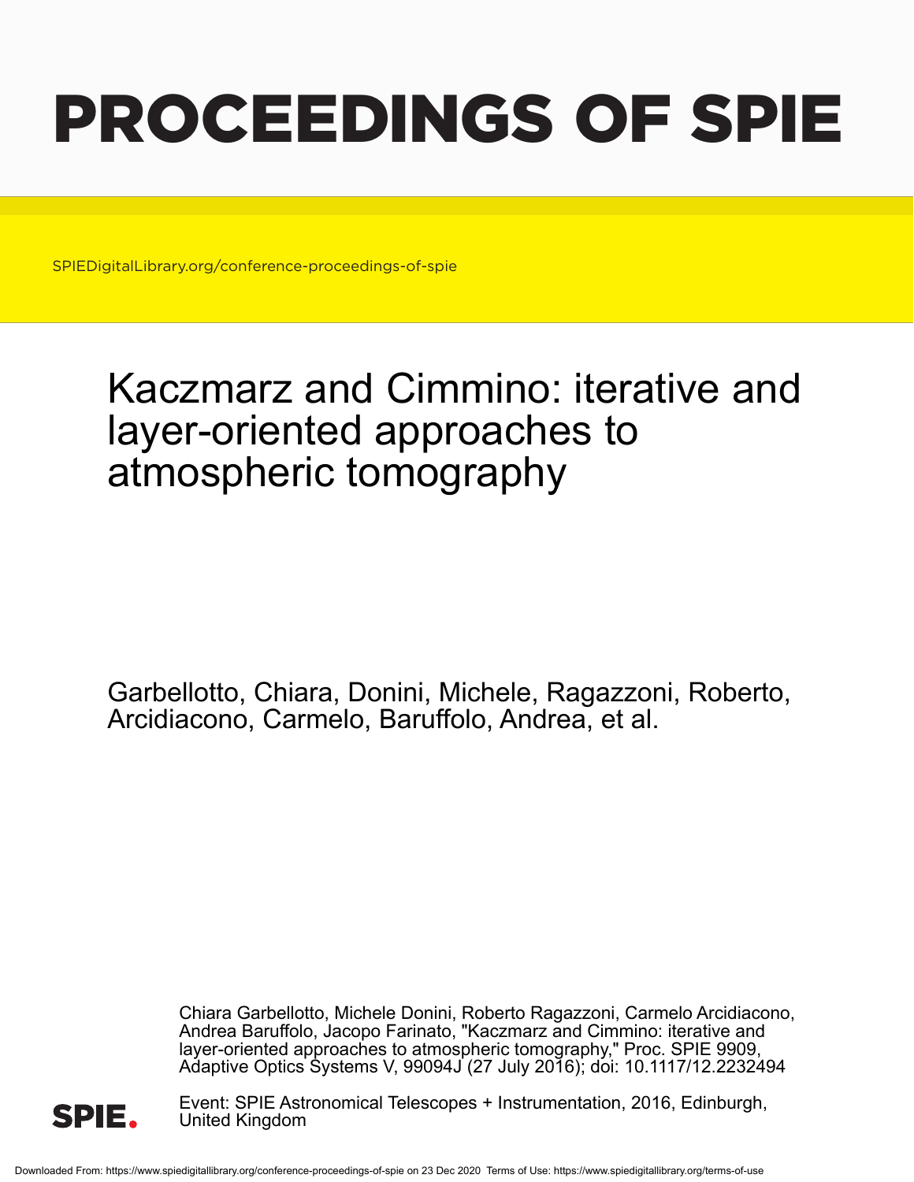# PROCEEDINGS OF SPIE

SPIEDigitalLibrary.org/conference-proceedings-of-spie

## Kaczmarz and Cimmino: iterative and layer-oriented approaches to atmospheric tomography

Garbellotto, Chiara, Donini, Michele, Ragazzoni, Roberto, Arcidiacono, Carmelo, Baruffolo, Andrea, et al.

Chiara Garbellotto, Michele Donini, Roberto Ragazzoni, Carmelo Arcidiacono, Andrea Baruffolo, Jacopo Farinato, "Kaczmarz and Cimmino: iterative and layer-oriented approaches to atmospheric tomography," Proc. SPIE 9909, Adaptive Optics Systems V, 99094J (27 July 2016); doi: 10.1117/12.2232494

Event: SPIE Astronomical Telescopes + Instrumentation, 2016, Edinburgh, United Kingdom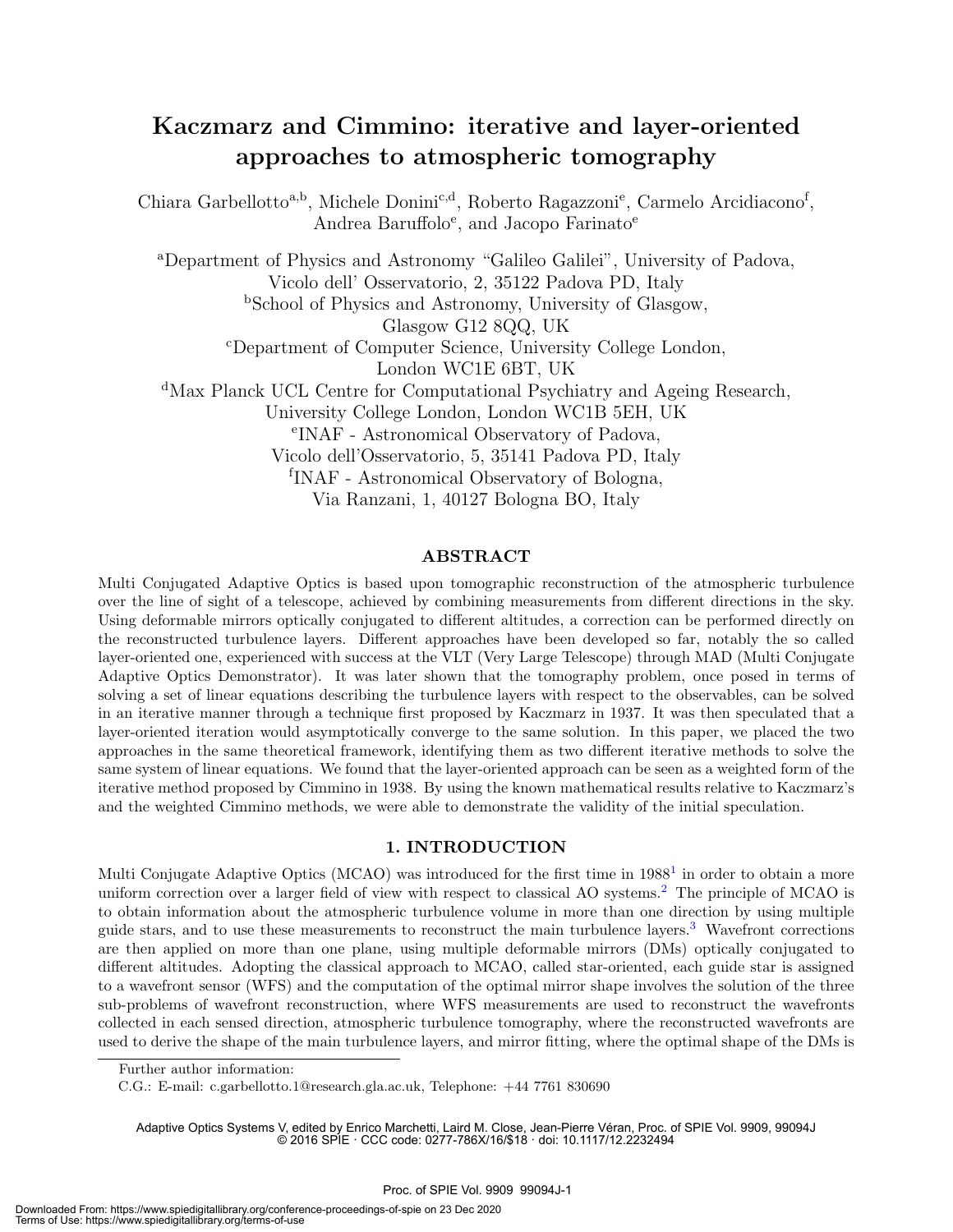# Kaczmarz and Cimmino: iterative and layer-oriented approaches to atmospheric tomography

Chiara Garbellotto[a,b], Michele Donini[c,d], Roberto Ragazzoni[e], Carmelo Arcidiacono[f], Andrea Baruffolo[e], and Jacopo Farinato[e]

[a]Department of Physics and Astronomy "Galileo Galilei", University of Padova, Vicolo dell' Osservatorio, 2, 35122 Padova PD, Italy
[b]School of Physics and Astronomy, University of Glasgow, Glasgow G12 8QQ, UK
[c]Department of Computer Science, University College London, London WC1E 6BT, UK
[d]Max Planck UCL Centre for Computational Psychiatry and Ageing Research, University College London, London WC1B 5EH, UK
[e]INAF - Astronomical Observatory of Padova, Vicolo dell'Osservatorio, 5, 35141 Padova PD, Italy
[f]INAF - Astronomical Observatory of Bologna, Via Ranzani, 1, 40127 Bologna BO, Italy

## ABSTRACT

Multi Conjugated Adaptive Optics is based upon tomographic reconstruction of the atmospheric turbulence over the line of sight of a telescope, achieved by combining measurements from different directions in the sky. Using deformable mirrors optically conjugated to different altitudes, a correction can be performed directly on the reconstructed turbulence layers. Different approaches have been developed so far, notably the so called layer-oriented one, experienced with success at the VLT (Very Large Telescope) through MAD (Multi Conjugate Adaptive Optics Demonstrator). It was later shown that the tomography problem, once posed in terms of solving a set of linear equations describing the turbulence layers with respect to the observables, can be solved in an iterative manner through a technique first proposed by Kaczmarz in 1937. It was then speculated that a layer-oriented iteration would asymptotically converge to the same solution. In this paper, we placed the two approaches in the same theoretical framework, identifying them as two different iterative methods to solve the same system of linear equations. We found that the layer-oriented approach can be seen as a weighted form of the iterative method proposed by Cimmino in 1938. By using the known mathematical results relative to Kaczmarz's and the weighted Cimmino methods, we were able to demonstrate the validity of the initial speculation.

## 1. INTRODUCTION

Multi Conjugate Adaptive Optics (MCAO) was introduced for the first time in 1988[1] in order to obtain a more uniform correction over a larger field of view with respect to classical AO systems.[2] The principle of MCAO is to obtain information about the atmospheric turbulence volume in more than one direction by using multiple guide stars, and to use these measurements to reconstruct the main turbulence layers.[3] Wavefront corrections are then applied on more than one plane, using multiple deformable mirrors (DMs) optically conjugated to different altitudes. Adopting the classical approach to MCAO, called star-oriented, each guide star is assigned to a wavefront sensor (WFS) and the computation of the optimal mirror shape involves the solution of the three sub-problems of wavefront reconstruction, where WFS measurements are used to reconstruct the wavefronts collected in each sensed direction, atmospheric turbulence tomography, where the reconstructed wavefronts are used to derive the shape of the main turbulence layers, and mirror fitting, where the optimal shape of the DMs is

Further author information:
C.G.: E-mail: c.garbellotto.1@research.gla.ac.uk, Telephone: +44 7761 830690

Adaptive Optics Systems V, edited by Enrico Marchetti, Laird M. Close, Jean-Pierre Véran, Proc. of SPIE Vol. 9909, 99094J
© 2016 SPIE · CCC code: 0277-786X/16/$18 · doi: 10.1117/12.2232494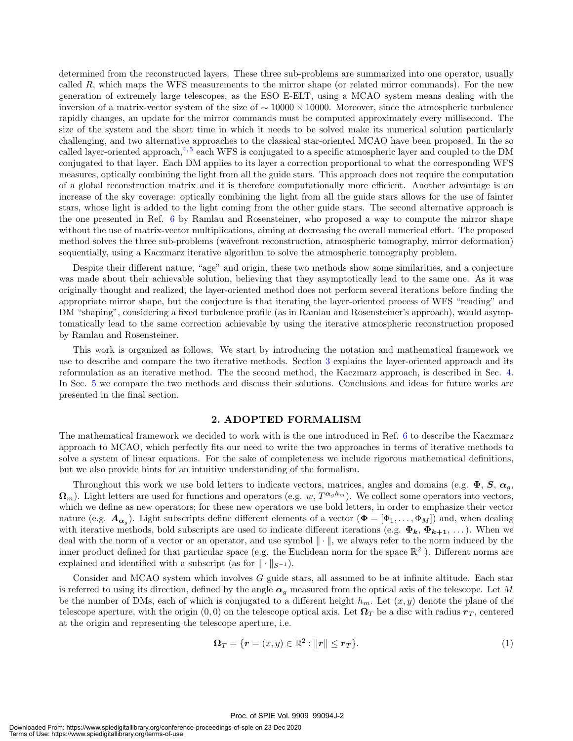determined from the reconstructed layers. These three sub-problems are summarized into one operator, usually called $R$, which maps the WFS measurements to the mirror shape (or related mirror commands). For the new generation of extremely large telescopes, as the ESO E-ELT, using a MCAO system means dealing with the inversion of a matrix-vector system of the size of $\sim 10000 \times 10000$. Moreover, since the atmospheric turbulence rapidly changes, an update for the mirror commands must be computed approximately every millisecond. The size of the system and the short time in which it needs to be solved make its numerical solution particularly challenging, and two alternative approaches to the classical star-oriented MCAO have been proposed. In the so called layer-oriented approach,[4,5] each WFS is conjugated to a specific atmospheric layer and coupled to the DM conjugated to that layer. Each DM applies to its layer a correction proportional to what the corresponding WFS measures, optically combining the light from all the guide stars. This approach does not require the computation of a global reconstruction matrix and it is therefore computationally more efficient. Another advantage is an increase of the sky coverage: optically combining the light from all the guide stars allows for the use of fainter stars, whose light is added to the light coming from the other guide stars. The second alternative approach is the one presented in Ref. 6 by Ramlau and Rosensteiner, who proposed a way to compute the mirror shape without the use of matrix-vector multiplications, aiming at decreasing the overall numerical effort. The proposed method solves the three sub-problems (wavefront reconstruction, atmospheric tomography, mirror deformation) sequentially, using a Kaczmarz iterative algorithm to solve the atmospheric tomography problem.

Despite their different nature, "age" and origin, these two methods show some similarities, and a conjecture was made about their achievable solution, believing that they asymptotically lead to the same one. As it was originally thought and realized, the layer-oriented method does not perform several iterations before finding the appropriate mirror shape, but the conjecture is that iterating the layer-oriented process of WFS "reading" and DM "shaping", considering a fixed turbulence profile (as in Ramlau and Rosensteiner's approach), would asymptomatically lead to the same correction achievable by using the iterative atmospheric reconstruction proposed by Ramlau and Rosensteiner.

This work is organized as follows. We start by introducing the notation and mathematical framework we use to describe and compare the two iterative methods. Section 3 explains the layer-oriented approach and its reformulation as an iterative method. The the second method, the Kaczmarz approach, is described in Sec. 4. In Sec. 5 we compare the two methods and discuss their solutions. Conclusions and ideas for future works are presented in the final section.

## 2. ADOPTED FORMALISM

The mathematical framework we decided to work with is the one introduced in Ref. 6 to describe the Kaczmarz approach to MCAO, which perfectly fits our need to write the two approaches in terms of iterative methods to solve a system of linear equations. For the sake of completeness we include rigorous mathematical definitions, but we also provide hints for an intuitive understanding of the formalism.

Throughout this work we use bold letters to indicate vectors, matrices, angles and domains (e.g. $\boldsymbol{\Phi}$, $\boldsymbol{S}$, $\boldsymbol{\alpha}_g$, $\boldsymbol{\Omega}_m$). Light letters are used for functions and operators (e.g. $w$, $T^{\boldsymbol{\alpha}_g h_m}$). We collect some operators into vectors, which we define as new operators; for these new operators we use bold letters, in order to emphasize their vector nature (e.g. $\boldsymbol{A}_{\boldsymbol{\alpha}_g}$). Light subscripts define different elements of a vector ($\boldsymbol{\Phi} = [\Phi_1, \ldots, \Phi_M]$) and, when dealing with iterative methods, bold subscripts are used to indicate different iterations (e.g. $\boldsymbol{\Phi_k}$, $\boldsymbol{\Phi_{k+1}}$, $\ldots$). When we deal with the norm of a vector or an operator, and use symbol $\|\cdot\|$, we always refer to the norm induced by the inner product defined for that particular space (e.g. the Euclidean norm for the space $\mathbb{R}^2$ ). Different norms are explained and identified with a subscript (as for $\|\cdot\|_{S^{-1}}$).

Consider and MCAO system which involves $G$ guide stars, all assumed to be at infinite altitude. Each star is referred to using its direction, defined by the angle $\boldsymbol{\alpha}_g$ measured from the optical axis of the telescope. Let $M$ be the number of DMs, each of which is conjugated to a different height $h_m$. Let $(x, y)$ denote the plane of the telescope aperture, with the origin $(0, 0)$ on the telescope optical axis. Let $\boldsymbol{\Omega}_T$ be a disc with radius $\boldsymbol{r}_T$, centered at the origin and representing the telescope aperture, i.e.

$$\boldsymbol{\Omega}_T = \{\boldsymbol{r} = (x, y) \in \mathbb{R}^2 : \|\boldsymbol{r}\| \leq \boldsymbol{r}_T\}. \tag{1}$$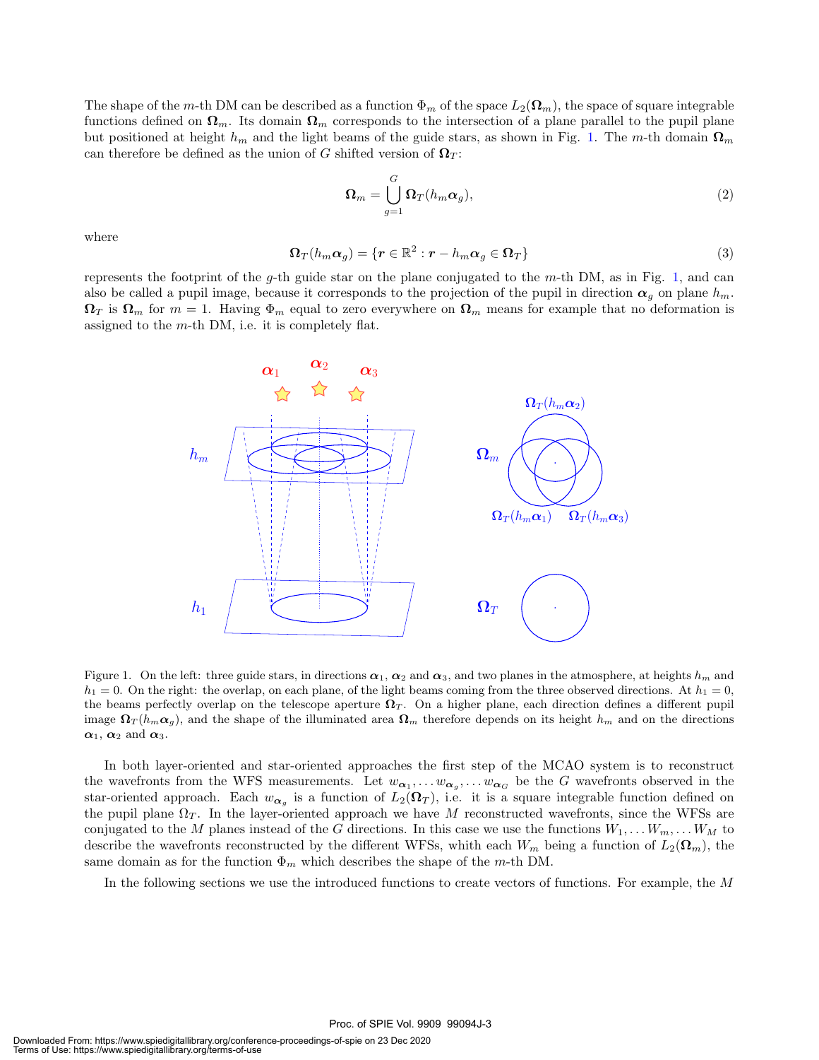The shape of the $m$-th DM can be described as a function $\Phi_m$ of the space $L_2(\mathbf{\Omega}_m)$, the space of square integrable functions defined on $\mathbf{\Omega}_m$. Its domain $\mathbf{\Omega}_m$ corresponds to the intersection of a plane parallel to the pupil plane but positioned at height $h_m$ and the light beams of the guide stars, as shown in Fig. 1. The $m$-th domain $\mathbf{\Omega}_m$ can therefore be defined as the union of $G$ shifted version of $\mathbf{\Omega}_T$:

$$\mathbf{\Omega}_m = \bigcup_{g=1}^{G} \mathbf{\Omega}_T(h_m \boldsymbol{\alpha}_g), \tag{2}$$

where

$$\mathbf{\Omega}_T(h_m \boldsymbol{\alpha}_g) = \{ \boldsymbol{r} \in \mathbb{R}^2 : \boldsymbol{r} - h_m \boldsymbol{\alpha}_g \in \mathbf{\Omega}_T \} \tag{3}$$

represents the footprint of the $g$-th guide star on the plane conjugated to the $m$-th DM, as in Fig. 1, and can also be called a pupil image, because it corresponds to the projection of the pupil in direction $\boldsymbol{\alpha}_g$ on plane $h_m$. $\mathbf{\Omega}_T$ is $\mathbf{\Omega}_m$ for $m = 1$. Having $\Phi_m$ equal to zero everywhere on $\mathbf{\Omega}_m$ means for example that no deformation is assigned to the $m$-th DM, i.e. it is completely flat.

Figure 1. On the left: three guide stars, in directions $\boldsymbol{\alpha}_1$, $\boldsymbol{\alpha}_2$ and $\boldsymbol{\alpha}_3$, and two planes in the atmosphere, at heights $h_m$ and $h_1 = 0$. On the right: the overlap, on each plane, of the light beams coming from the three observed directions. At $h_1 = 0$, the beams perfectly overlap on the telescope aperture $\mathbf{\Omega}_T$. On a higher plane, each direction defines a different pupil image $\mathbf{\Omega}_T(h_m \boldsymbol{\alpha}_g)$, and the shape of the illuminated area $\mathbf{\Omega}_m$ therefore depends on its height $h_m$ and on the directions $\boldsymbol{\alpha}_1$, $\boldsymbol{\alpha}_2$ and $\boldsymbol{\alpha}_3$.

In both layer-oriented and star-oriented approaches the first step of the MCAO system is to reconstruct the wavefronts from the WFS measurements. Let $w_{\boldsymbol{\alpha}_1}, \dots w_{\boldsymbol{\alpha}_g}, \dots w_{\boldsymbol{\alpha}_G}$ be the $G$ wavefronts observed in the star-oriented approach. Each $w_{\boldsymbol{\alpha}_g}$ is a function of $L_2(\mathbf{\Omega}_T)$, i.e. it is a square integrable function defined on the pupil plane $\Omega_T$. In the layer-oriented approach we have $M$ reconstructed wavefronts, since the WFSs are conjugated to the $M$ planes instead of the $G$ directions. In this case we use the functions $W_1, \dots W_m, \dots W_M$ to describe the wavefronts reconstructed by the different WFSs, whith each $W_m$ being a function of $L_2(\mathbf{\Omega}_m)$, the same domain as for the function $\Phi_m$ which describes the shape of the $m$-th DM.

In the following sections we use the introduced functions to create vectors of functions. For example, the $M$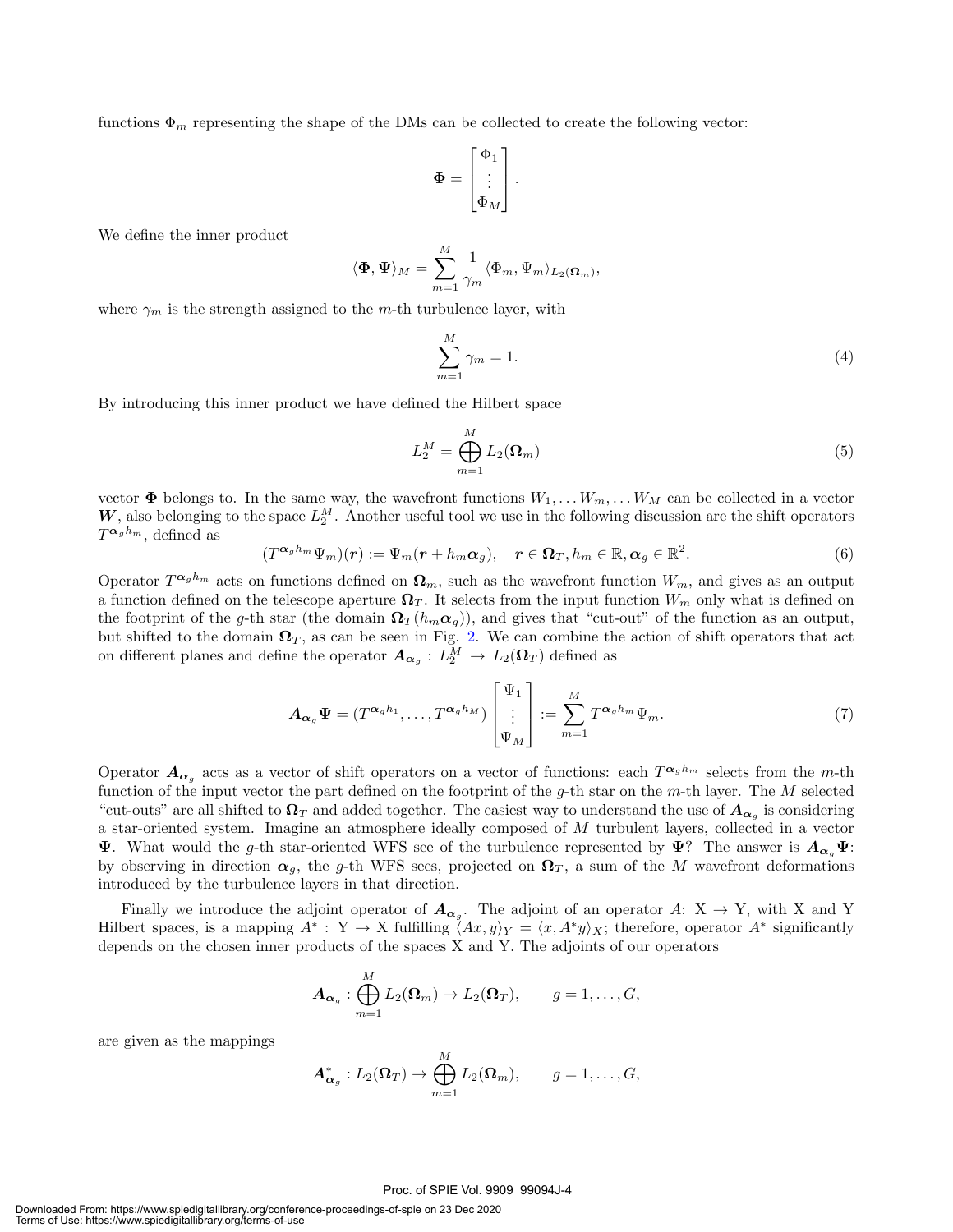functions $\Phi_m$ representing the shape of the DMs can be collected to create the following vector:

$$\mathbf{\Phi} = \begin{bmatrix} \Phi_1 \\ \vdots \\ \Phi_M \end{bmatrix}.$$

We define the inner product

$$\langle \mathbf{\Phi}, \mathbf{\Psi} \rangle_M = \sum_{m=1}^{M} \frac{1}{\gamma_m} \langle \Phi_m, \Psi_m \rangle_{L_2(\mathbf{\Omega}_m)},$$

where $\gamma_m$ is the strength assigned to the $m$-th turbulence layer, with

$$\sum_{m=1}^{M} \gamma_m = 1. \tag{4}$$

By introducing this inner product we have defined the Hilbert space

$$L_2^M = \bigoplus_{m=1}^{M} L_2(\mathbf{\Omega}_m) \tag{5}$$

vector $\mathbf{\Phi}$ belongs to. In the same way, the wavefront functions $W_1, \ldots W_m, \ldots W_M$ can be collected in a vector $\mathbf{W}$, also belonging to the space $L_2^M$. Another useful tool we use in the following discussion are the shift operators $T^{\boldsymbol{\alpha}_g h_m}$, defined as

$$(T^{\boldsymbol{\alpha}_g h_m} \Psi_m)(\boldsymbol{r}) := \Psi_m(\boldsymbol{r} + h_m \boldsymbol{\alpha}_g), \quad \boldsymbol{r} \in \mathbf{\Omega}_T, h_m \in \mathbb{R}, \boldsymbol{\alpha}_g \in \mathbb{R}^2. \tag{6}$$

Operator $T^{\boldsymbol{\alpha}_g h_m}$ acts on functions defined on $\mathbf{\Omega}_m$, such as the wavefront function $W_m$, and gives as an output a function defined on the telescope aperture $\mathbf{\Omega}_T$. It selects from the input function $W_m$ only what is defined on the footprint of the $g$-th star (the domain $\mathbf{\Omega}_T(h_m \boldsymbol{\alpha}_g)$), and gives that "cut-out" of the function as an output, but shifted to the domain $\mathbf{\Omega}_T$, as can be seen in Fig. 2. We can combine the action of shift operators that act on different planes and define the operator $\boldsymbol{A}_{\boldsymbol{\alpha}_g} : L_2^M \to L_2(\mathbf{\Omega}_T)$ defined as

$$\boldsymbol{A}_{\boldsymbol{\alpha}_g} \mathbf{\Psi} = (T^{\boldsymbol{\alpha}_g h_1}, \ldots, T^{\boldsymbol{\alpha}_g h_M}) \begin{bmatrix} \Psi_1 \\ \vdots \\ \Psi_M \end{bmatrix} := \sum_{m=1}^{M} T^{\boldsymbol{\alpha}_g h_m} \Psi_m. \tag{7}$$

Operator $\boldsymbol{A}_{\boldsymbol{\alpha}_g}$ acts as a vector of shift operators on a vector of functions: each $T^{\boldsymbol{\alpha}_g h_m}$ selects from the $m$-th function of the input vector the part defined on the footprint of the $g$-th star on the $m$-th layer. The $M$ selected "cut-outs" are all shifted to $\mathbf{\Omega}_T$ and added together. The easiest way to understand the use of $\boldsymbol{A}_{\boldsymbol{\alpha}_g}$ is considering a star-oriented system. Imagine an atmosphere ideally composed of $M$ turbulent layers, collected in a vector $\mathbf{\Psi}$. What would the $g$-th star-oriented WFS see of the turbulence represented by $\mathbf{\Psi}$? The answer is $\boldsymbol{A}_{\boldsymbol{\alpha}_g} \mathbf{\Psi}$: by observing in direction $\boldsymbol{\alpha}_g$, the $g$-th WFS sees, projected on $\mathbf{\Omega}_T$, a sum of the $M$ wavefront deformations introduced by the turbulence layers in that direction.

Finally we introduce the adjoint operator of $\boldsymbol{A}_{\boldsymbol{\alpha}_g}$. The adjoint of an operator $A$: X $\to$ Y, with X and Y Hilbert spaces, is a mapping $A^* :$ Y $\to$ X fulfilling $\langle Ax, y \rangle_Y = \langle x, A^* y \rangle_X$; therefore, operator $A^*$ significantly depends on the chosen inner products of the spaces X and Y. The adjoints of our operators

$$\boldsymbol{A}_{\boldsymbol{\alpha}_g} : \bigoplus_{m=1}^{M} L_2(\mathbf{\Omega}_m) \to L_2(\mathbf{\Omega}_T), \qquad g = 1, \ldots, G,$$

are given as the mappings

$$\boldsymbol{A}^*_{\boldsymbol{\alpha}_g} : L_2(\mathbf{\Omega}_T) \to \bigoplus_{m=1}^{M} L_2(\mathbf{\Omega}_m), \qquad g = 1, \ldots, G,$$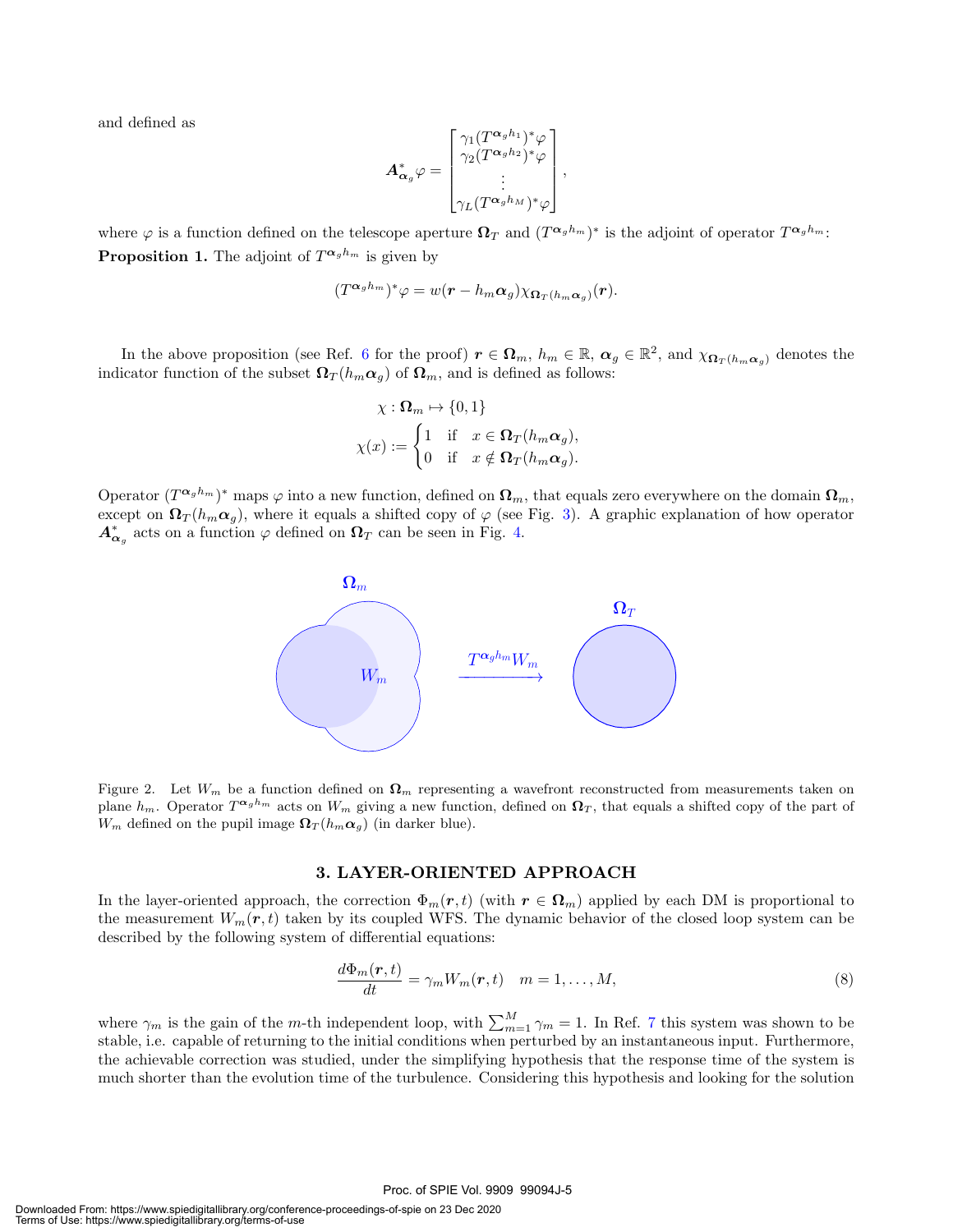and defined as

$$\boldsymbol{A}^*_{\boldsymbol{\alpha}_g}\varphi = \begin{bmatrix} \gamma_1 (T^{\boldsymbol{\alpha}_g h_1})^*\varphi \\ \gamma_2 (T^{\boldsymbol{\alpha}_g h_2})^*\varphi \\ \vdots \\ \gamma_L (T^{\boldsymbol{\alpha}_g h_M})^*\varphi \end{bmatrix},$$

where $\varphi$ is a function defined on the telescope aperture $\boldsymbol{\Omega}_T$ and $(T^{\boldsymbol{\alpha}_g h_m})^*$ is the adjoint of operator $T^{\boldsymbol{\alpha}_g h_m}$:

**Proposition 1.** The adjoint of $T^{\boldsymbol{\alpha}_g h_m}$ is given by

$$(T^{\boldsymbol{\alpha}_g h_m})^*\varphi = w(\boldsymbol{r} - h_m\boldsymbol{\alpha}_g)\chi_{\boldsymbol{\Omega}_T(h_m\boldsymbol{\alpha}_g)}(\boldsymbol{r}).$$

In the above proposition (see Ref. 6 for the proof) $\boldsymbol{r} \in \boldsymbol{\Omega}_m$, $h_m \in \mathbb{R}$, $\boldsymbol{\alpha}_g \in \mathbb{R}^2$, and $\chi_{\boldsymbol{\Omega}_T(h_m\boldsymbol{\alpha}_g)}$ denotes the indicator function of the subset $\boldsymbol{\Omega}_T(h_m\boldsymbol{\alpha}_g)$ of $\boldsymbol{\Omega}_m$, and is defined as follows:

$$\chi : \boldsymbol{\Omega}_m \mapsto \{0, 1\}$$

$$\chi(x) := \begin{cases} 1 & \text{if} \quad x \in \boldsymbol{\Omega}_T(h_m\boldsymbol{\alpha}_g), \\ 0 & \text{if} \quad x \notin \boldsymbol{\Omega}_T(h_m\boldsymbol{\alpha}_g). \end{cases}$$

Operator $(T^{\boldsymbol{\alpha}_g h_m})^*$ maps $\varphi$ into a new function, defined on $\boldsymbol{\Omega}_m$, that equals zero everywhere on the domain $\boldsymbol{\Omega}_m$, except on $\boldsymbol{\Omega}_T(h_m\boldsymbol{\alpha}_g)$, where it equals a shifted copy of $\varphi$ (see Fig. 3). A graphic explanation of how operator $\boldsymbol{A}^*_{\boldsymbol{\alpha}_g}$ acts on a function $\varphi$ defined on $\boldsymbol{\Omega}_T$ can be seen in Fig. 4.

Figure 2. Let $W_m$ be a function defined on $\boldsymbol{\Omega}_m$ representing a wavefront reconstructed from measurements taken on plane $h_m$. Operator $T^{\boldsymbol{\alpha}_g h_m}$ acts on $W_m$ giving a new function, defined on $\boldsymbol{\Omega}_T$, that equals a shifted copy of the part of $W_m$ defined on the pupil image $\boldsymbol{\Omega}_T(h_m\boldsymbol{\alpha}_g)$ (in darker blue).

## 3. LAYER-ORIENTED APPROACH

In the layer-oriented approach, the correction $\Phi_m(\boldsymbol{r}, t)$ (with $\boldsymbol{r} \in \boldsymbol{\Omega}_m$) applied by each DM is proportional to the measurement $W_m(\boldsymbol{r}, t)$ taken by its coupled WFS. The dynamic behavior of the closed loop system can be described by the following system of differential equations:

$$\frac{d\Phi_m(\boldsymbol{r}, t)}{dt} = \gamma_m W_m(\boldsymbol{r}, t) \quad m = 1, \ldots, M, \tag{8}$$

where $\gamma_m$ is the gain of the $m$-th independent loop, with $\sum_{m=1}^{M} \gamma_m = 1$. In Ref. 7 this system was shown to be stable, i.e. capable of returning to the initial conditions when perturbed by an instantaneous input. Furthermore, the achievable correction was studied, under the simplifying hypothesis that the response time of the system is much shorter than the evolution time of the turbulence. Considering this hypothesis and looking for the solution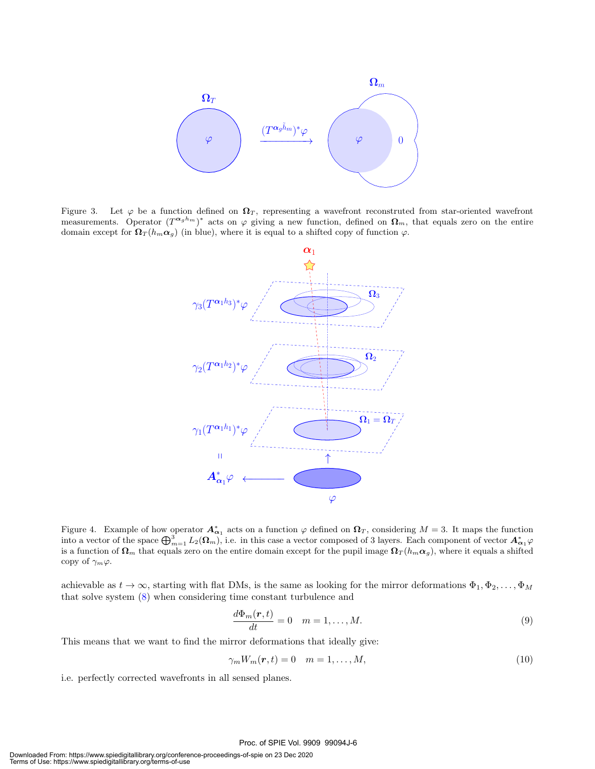Figure 3. Let $\varphi$ be a function defined on $\boldsymbol{\Omega}_T$, representing a wavefront reconstruted from star-oriented wavefront measurements. Operator $(T^{\boldsymbol{\alpha}_g h_m})^*$ acts on $\varphi$ giving a new function, defined on $\boldsymbol{\Omega}_m$, that equals zero on the entire domain except for $\boldsymbol{\Omega}_T(h_m\boldsymbol{\alpha}_g)$ (in blue), where it is equal to a shifted copy of function $\varphi$.

Figure 4. Example of how operator $\boldsymbol{A}^*_{\boldsymbol{\alpha}_1}$ acts on a function $\varphi$ defined on $\boldsymbol{\Omega}_T$, considering $M = 3$. It maps the function into a vector of the space $\bigoplus_{m=1}^{3} L_2(\boldsymbol{\Omega}_m)$, i.e. in this case a vector composed of 3 layers. Each component of vector $\boldsymbol{A}^*_{\boldsymbol{\alpha}_1}\varphi$ is a function of $\boldsymbol{\Omega}_m$ that equals zero on the entire domain except for the pupil image $\boldsymbol{\Omega}_T(h_m\boldsymbol{\alpha}_g)$, where it equals a shifted copy of $\gamma_m\varphi$.

achievable as $t \to \infty$, starting with flat DMs, is the same as looking for the mirror deformations $\Phi_1, \Phi_2, \ldots, \Phi_M$ that solve system (8) when considering time constant turbulence and

$$\frac{d\Phi_m(\boldsymbol{r},t)}{dt} = 0 \quad m = 1, \ldots, M. \tag{9}$$

This means that we want to find the mirror deformations that ideally give:

$$\gamma_m W_m(\boldsymbol{r},t) = 0 \quad m = 1, \ldots, M, \tag{10}$$

i.e. perfectly corrected wavefronts in all sensed planes.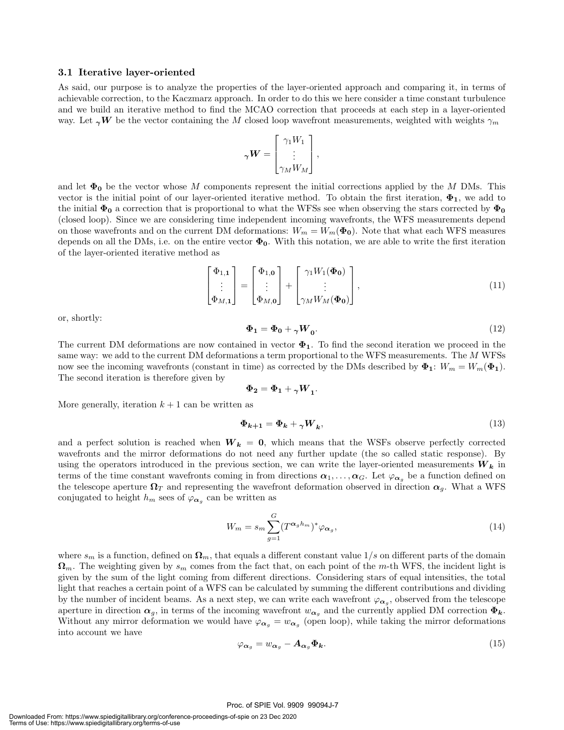### 3.1 Iterative layer-oriented

As said, our purpose is to analyze the properties of the layer-oriented approach and comparing it, in terms of achievable correction, to the Kaczmarz approach. In order to do this we here consider a time constant turbulence and we build an iterative method to find the MCAO correction that proceeds at each step in a layer-oriented way. Let ${}_{\boldsymbol{\gamma}}\boldsymbol{W}$ be the vector containing the $M$ closed loop wavefront measurements, weighted with weights $\gamma_m$

$$
{}_{\boldsymbol{\gamma}}\boldsymbol{W} = \begin{bmatrix} \gamma_1 W_1 \\ \vdots \\ \gamma_M W_M \end{bmatrix},
$$

and let $\boldsymbol{\Phi_0}$ be the vector whose $M$ components represent the initial corrections applied by the $M$ DMs. This vector is the initial point of our layer-oriented iterative method. To obtain the first iteration, $\boldsymbol{\Phi_1}$, we add to the initial $\boldsymbol{\Phi_0}$ a correction that is proportional to what the WFSs see when observing the stars corrected by $\boldsymbol{\Phi_0}$ (closed loop). Since we are considering time independent incoming wavefronts, the WFS measurements depend on those wavefronts and on the current DM deformations: $W_m = W_m(\boldsymbol{\Phi_0})$. Note that what each WFS measures depends on all the DMs, i.e. on the entire vector $\boldsymbol{\Phi_0}$. With this notation, we are able to write the first iteration of the layer-oriented iterative method as

$$
\begin{bmatrix} \Phi_{1,\mathbf{1}} \\ \vdots \\ \Phi_{M,\mathbf{1}} \end{bmatrix} = \begin{bmatrix} \Phi_{1,\mathbf{0}} \\ \vdots \\ \Phi_{M,\mathbf{0}} \end{bmatrix} + \begin{bmatrix} \gamma_1 W_1(\boldsymbol{\Phi_0}) \\ \vdots \\ \gamma_M W_M(\boldsymbol{\Phi_0}) \end{bmatrix}, \tag{11}
$$

or, shortly:

$$
\boldsymbol{\Phi_1} = \boldsymbol{\Phi_0} + {}_{\boldsymbol{\gamma}}\boldsymbol{W_0}. \tag{12}
$$

The current DM deformations are now contained in vector $\boldsymbol{\Phi_1}$. To find the second iteration we proceed in the same way: we add to the current DM deformations a term proportional to the WFS measurements. The $M$ WFSs now see the incoming wavefronts (constant in time) as corrected by the DMs described by $\boldsymbol{\Phi_1}$: $W_m = W_m(\boldsymbol{\Phi_1})$. The second iteration is therefore given by

$$
\boldsymbol{\Phi_2} = \boldsymbol{\Phi_1} + {}_{\boldsymbol{\gamma}}\boldsymbol{W_1}.
$$

More generally, iteration $k+1$ can be written as

$$
\boldsymbol{\Phi_{k+1}} = \boldsymbol{\Phi_k} + {}_{\boldsymbol{\gamma}}\boldsymbol{W_k}, \tag{13}
$$

and a perfect solution is reached when $\boldsymbol{W_k} = \mathbf{0}$, which means that the WSFs observe perfectly corrected wavefronts and the mirror deformations do not need any further update (the so called static response). By using the operators introduced in the previous section, we can write the layer-oriented measurements $\boldsymbol{W_k}$ in terms of the time constant wavefronts coming in from directions $\boldsymbol{\alpha}_1, \ldots, \boldsymbol{\alpha}_G$. Let $\varphi_{\boldsymbol{\alpha}_g}$ be a function defined on the telescope aperture $\boldsymbol{\Omega}_T$ and representing the wavefront deformation observed in direction $\boldsymbol{\alpha}_g$. What a WFS conjugated to height $h_m$ sees of $\varphi_{\boldsymbol{\alpha}_g}$ can be written as

$$
W_m = s_m \sum_{g=1}^{G} (T^{\boldsymbol{\alpha}_g h_m})^* \varphi_{\boldsymbol{\alpha}_g}, \tag{14}
$$

where $s_m$ is a function, defined on $\boldsymbol{\Omega}_m$, that equals a different constant value $1/s$ on different parts of the domain $\boldsymbol{\Omega}_m$. The weighting given by $s_m$ comes from the fact that, on each point of the $m$-th WFS, the incident light is given by the sum of the light coming from different directions. Considering stars of equal intensities, the total light that reaches a certain point of a WFS can be calculated by summing the different contributions and dividing by the number of incident beams. As a next step, we can write each wavefront $\varphi_{\boldsymbol{\alpha}_g}$, observed from the telescope aperture in direction $\boldsymbol{\alpha}_g$, in terms of the incoming wavefront $w_{\boldsymbol{\alpha}_g}$ and the currently applied DM correction $\boldsymbol{\Phi_k}$. Without any mirror deformation we would have $\varphi_{\boldsymbol{\alpha}_g} = w_{\boldsymbol{\alpha}_g}$ (open loop), while taking the mirror deformations into account we have

$$
\varphi_{\boldsymbol{\alpha}_g} = w_{\boldsymbol{\alpha}_g} - \boldsymbol{A}_{\boldsymbol{\alpha}_g} \boldsymbol{\Phi_k}. \tag{15}
$$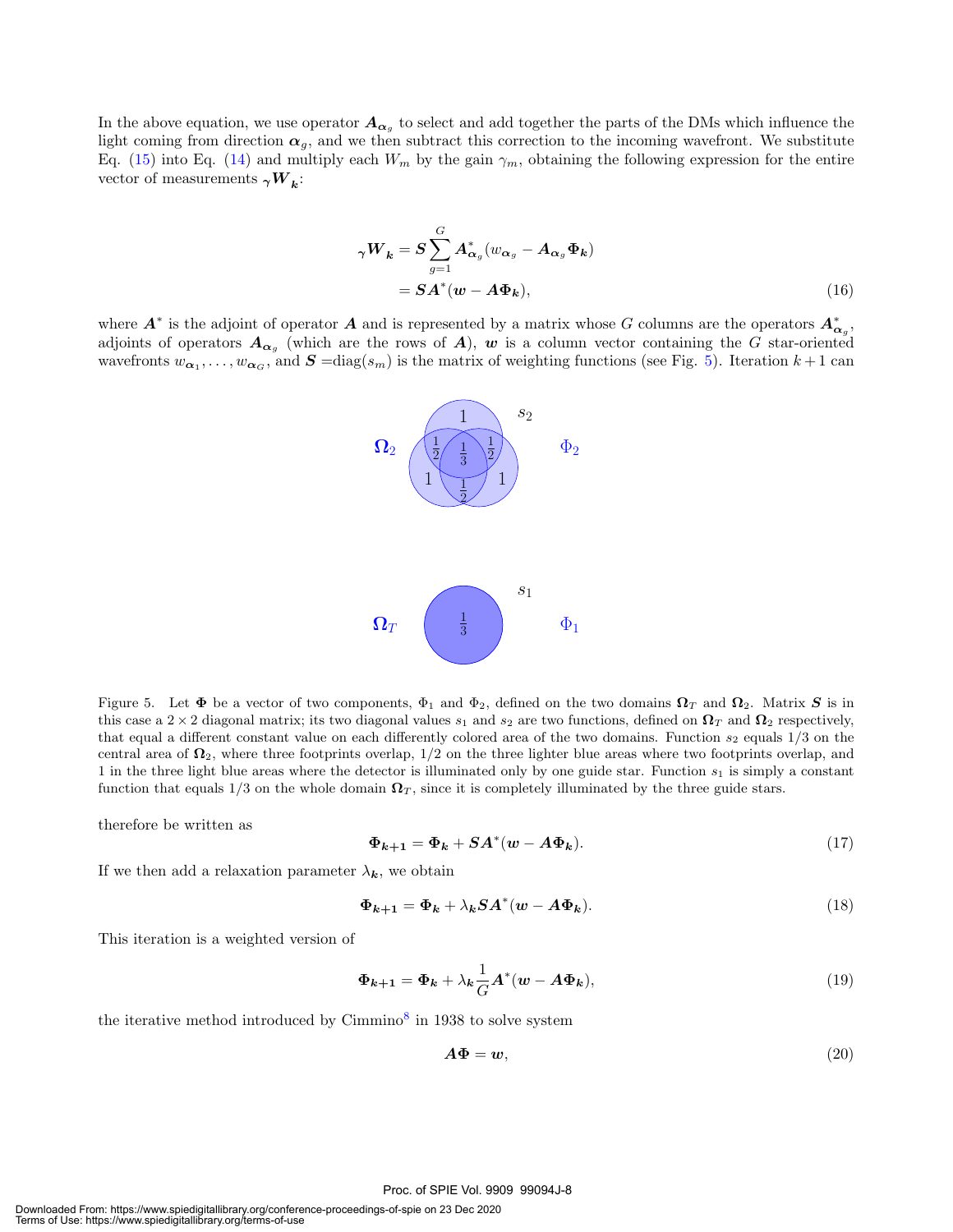In the above equation, we use operator $\boldsymbol{A}_{\boldsymbol{\alpha}_g}$ to select and add together the parts of the DMs which influence the light coming from direction $\boldsymbol{\alpha}_g$, and we then subtract this correction to the incoming wavefront. We substitute Eq. (15) into Eq. (14) and multiply each $W_m$ by the gain $\gamma_m$, obtaining the following expression for the entire vector of measurements ${}_{\gamma}\boldsymbol{W}_{\boldsymbol{k}}$:

$$
\begin{aligned}
{}_{\gamma}\boldsymbol{W}_{\boldsymbol{k}} &= \boldsymbol{S}\sum_{g=1}^{G} \boldsymbol{A}^*_{\boldsymbol{\alpha}_g}(w_{\boldsymbol{\alpha}_g} - \boldsymbol{A}_{\boldsymbol{\alpha}_g}\boldsymbol{\Phi}_{\boldsymbol{k}}) \\
&= \boldsymbol{S}\boldsymbol{A}^*(\boldsymbol{w} - \boldsymbol{A}\boldsymbol{\Phi}_{\boldsymbol{k}}),
\end{aligned}
\tag{16}
$$

where $\boldsymbol{A}^*$ is the adjoint of operator $\boldsymbol{A}$ and is represented by a matrix whose $G$ columns are the operators $\boldsymbol{A}^*_{\boldsymbol{\alpha}_g}$, adjoints of operators $\boldsymbol{A}_{\boldsymbol{\alpha}_g}$ (which are the rows of $\boldsymbol{A}$), $\boldsymbol{w}$ is a column vector containing the $G$ star-oriented wavefronts $w_{\boldsymbol{\alpha}_1}, \ldots, w_{\boldsymbol{\alpha}_G}$, and $\boldsymbol{S}$ =diag$(s_m)$ is the matrix of weighting functions (see Fig. 5). Iteration $k+1$ can

Figure 5. Let $\boldsymbol{\Phi}$ be a vector of two components, $\Phi_1$ and $\Phi_2$, defined on the two domains $\boldsymbol{\Omega}_T$ and $\boldsymbol{\Omega}_2$. Matrix $\boldsymbol{S}$ is in this case a $2 \times 2$ diagonal matrix; its two diagonal values $s_1$ and $s_2$ are two functions, defined on $\boldsymbol{\Omega}_T$ and $\boldsymbol{\Omega}_2$ respectively, that equal a different constant value on each differently colored area of the two domains. Function $s_2$ equals 1/3 on the central area of $\boldsymbol{\Omega}_2$, where three footprints overlap, 1/2 on the three lighter blue areas where two footprints overlap, and 1 in the three light blue areas where the detector is illuminated only by one guide star. Function $s_1$ is simply a constant function that equals 1/3 on the whole domain $\boldsymbol{\Omega}_T$, since it is completely illuminated by the three guide stars.

therefore be written as

$$
\boldsymbol{\Phi}_{\boldsymbol{k+1}} = \boldsymbol{\Phi}_{\boldsymbol{k}} + \boldsymbol{S}\boldsymbol{A}^*(\boldsymbol{w} - \boldsymbol{A}\boldsymbol{\Phi}_{\boldsymbol{k}}).
\tag{17}
$$

If we then add a relaxation parameter $\lambda_{\boldsymbol{k}}$, we obtain

$$
\boldsymbol{\Phi}_{\boldsymbol{k+1}} = \boldsymbol{\Phi}_{\boldsymbol{k}} + \lambda_{\boldsymbol{k}}\boldsymbol{S}\boldsymbol{A}^*(\boldsymbol{w} - \boldsymbol{A}\boldsymbol{\Phi}_{\boldsymbol{k}}).
\tag{18}
$$

This iteration is a weighted version of

$$
\boldsymbol{\Phi}_{\boldsymbol{k+1}} = \boldsymbol{\Phi}_{\boldsymbol{k}} + \lambda_{\boldsymbol{k}}\frac{1}{G}\boldsymbol{A}^*(\boldsymbol{w} - \boldsymbol{A}\boldsymbol{\Phi}_{\boldsymbol{k}}),
\tag{19}
$$

the iterative method introduced by Cimmino[8] in 1938 to solve system

$$
\boldsymbol{A}\boldsymbol{\Phi} = \boldsymbol{w},
\tag{20}
$$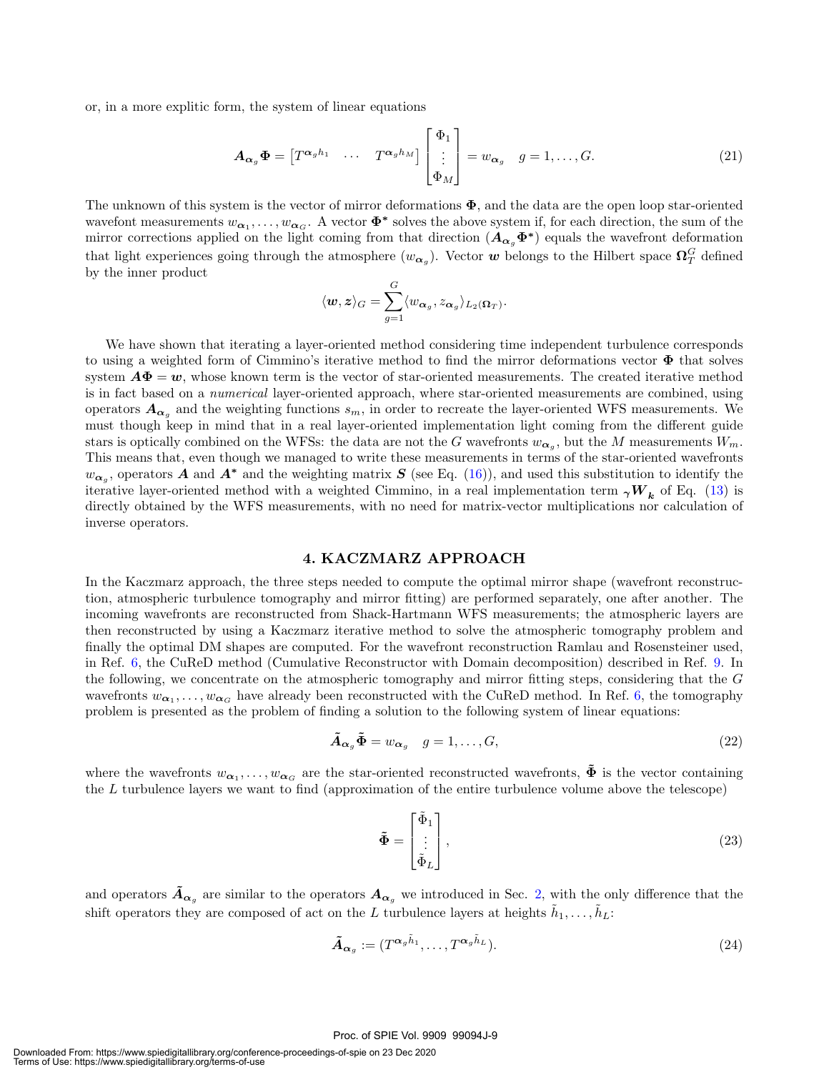or, in a more explitic form, the system of linear equations

$$\boldsymbol{A}_{\boldsymbol{\alpha}_g}\boldsymbol{\Phi} = \begin{bmatrix} T^{\boldsymbol{\alpha}_g h_1} & \cdots & T^{\boldsymbol{\alpha}_g h_M} \end{bmatrix} \begin{bmatrix} \Phi_1 \\ \vdots \\ \Phi_M \end{bmatrix} = w_{\boldsymbol{\alpha}_g} \quad g = 1, \dots, G. \tag{21}$$

The unknown of this system is the vector of mirror deformations $\boldsymbol{\Phi}$, and the data are the open loop star-oriented wavefont measurements $w_{\boldsymbol{\alpha}_1}, \dots, w_{\boldsymbol{\alpha}_G}$. A vector $\boldsymbol{\Phi}^*$ solves the above system if, for each direction, the sum of the mirror corrections applied on the light coming from that direction ($\boldsymbol{A}_{\boldsymbol{\alpha}_g}\boldsymbol{\Phi}^*$) equals the wavefront deformation that light experiences going through the atmosphere ($w_{\boldsymbol{\alpha}_g}$). Vector $\boldsymbol{w}$ belongs to the Hilbert space $\boldsymbol{\Omega}_T^G$ defined by the inner product

$$\langle \boldsymbol{w}, \boldsymbol{z} \rangle_G = \sum_{g=1}^{G} \langle w_{\boldsymbol{\alpha}_g}, z_{\boldsymbol{\alpha}_g} \rangle_{L_2(\boldsymbol{\Omega}_T)}.$$

We have shown that iterating a layer-oriented method considering time independent turbulence corresponds to using a weighted form of Cimmino's iterative method to find the mirror deformations vector $\boldsymbol{\Phi}$ that solves system $\boldsymbol{A}\boldsymbol{\Phi} = \boldsymbol{w}$, whose known term is the vector of star-oriented measurements. The created iterative method is in fact based on a *numerical* layer-oriented approach, where star-oriented measurements are combined, using operators $\boldsymbol{A}_{\boldsymbol{\alpha}_g}$ and the weighting functions $s_m$, in order to recreate the layer-oriented WFS measurements. We must though keep in mind that in a real layer-oriented implementation light coming from the different guide stars is optically combined on the WFSs: the data are not the $G$ wavefronts $w_{\boldsymbol{\alpha}_g}$, but the $M$ measurements $W_m$. This means that, even though we managed to write these measurements in terms of the star-oriented wavefronts $w_{\boldsymbol{\alpha}_g}$, operators $\boldsymbol{A}$ and $\boldsymbol{A}^*$ and the weighting matrix $\boldsymbol{S}$ (see Eq. (16)), and used this substitution to identify the iterative layer-oriented method with a weighted Cimmino, in a real implementation term ${}_{\boldsymbol{\gamma}}\boldsymbol{W}_{\boldsymbol{k}}$ of Eq. (13) is directly obtained by the WFS measurements, with no need for matrix-vector multiplications nor calculation of inverse operators.

## 4. KACZMARZ APPROACH

In the Kaczmarz approach, the three steps needed to compute the optimal mirror shape (wavefront reconstruction, atmospheric turbulence tomography and mirror fitting) are performed separately, one after another. The incoming wavefronts are reconstructed from Shack-Hartmann WFS measurements; the atmospheric layers are then reconstructed by using a Kaczmarz iterative method to solve the atmospheric tomography problem and finally the optimal DM shapes are computed. For the wavefront reconstruction Ramlau and Rosensteiner used, in Ref. 6, the CuReD method (Cumulative Reconstructor with Domain decomposition) described in Ref. 9. In the following, we concentrate on the atmospheric tomography and mirror fitting steps, considering that the $G$ wavefronts $w_{\boldsymbol{\alpha}_1}, \dots, w_{\boldsymbol{\alpha}_G}$ have already been reconstructed with the CuReD method. In Ref. 6, the tomography problem is presented as the problem of finding a solution to the following system of linear equations:

$$\tilde{\boldsymbol{A}}_{\boldsymbol{\alpha}_g}\tilde{\boldsymbol{\Phi}} = w_{\boldsymbol{\alpha}_g} \quad g = 1, \dots, G, \tag{22}$$

where the wavefronts $w_{\boldsymbol{\alpha}_1}, \dots, w_{\boldsymbol{\alpha}_G}$ are the star-oriented reconstructed wavefronts, $\tilde{\boldsymbol{\Phi}}$ is the vector containing the $L$ turbulence layers we want to find (approximation of the entire turbulence volume above the telescope)

$$\tilde{\boldsymbol{\Phi}} = \begin{bmatrix} \tilde{\Phi}_1 \\ \vdots \\ \tilde{\Phi}_L \end{bmatrix}, \tag{23}$$

and operators $\tilde{\boldsymbol{A}}_{\boldsymbol{\alpha}_g}$ are similar to the operators $\boldsymbol{A}_{\boldsymbol{\alpha}_g}$ we introduced in Sec. 2, with the only difference that the shift operators they are composed of act on the $L$ turbulence layers at heights $\tilde{h}_1, \dots, \tilde{h}_L$:

$$\tilde{\boldsymbol{A}}_{\boldsymbol{\alpha}_g} := (T^{\boldsymbol{\alpha}_g \tilde{h}_1}, \dots, T^{\boldsymbol{\alpha}_g \tilde{h}_L}). \tag{24}$$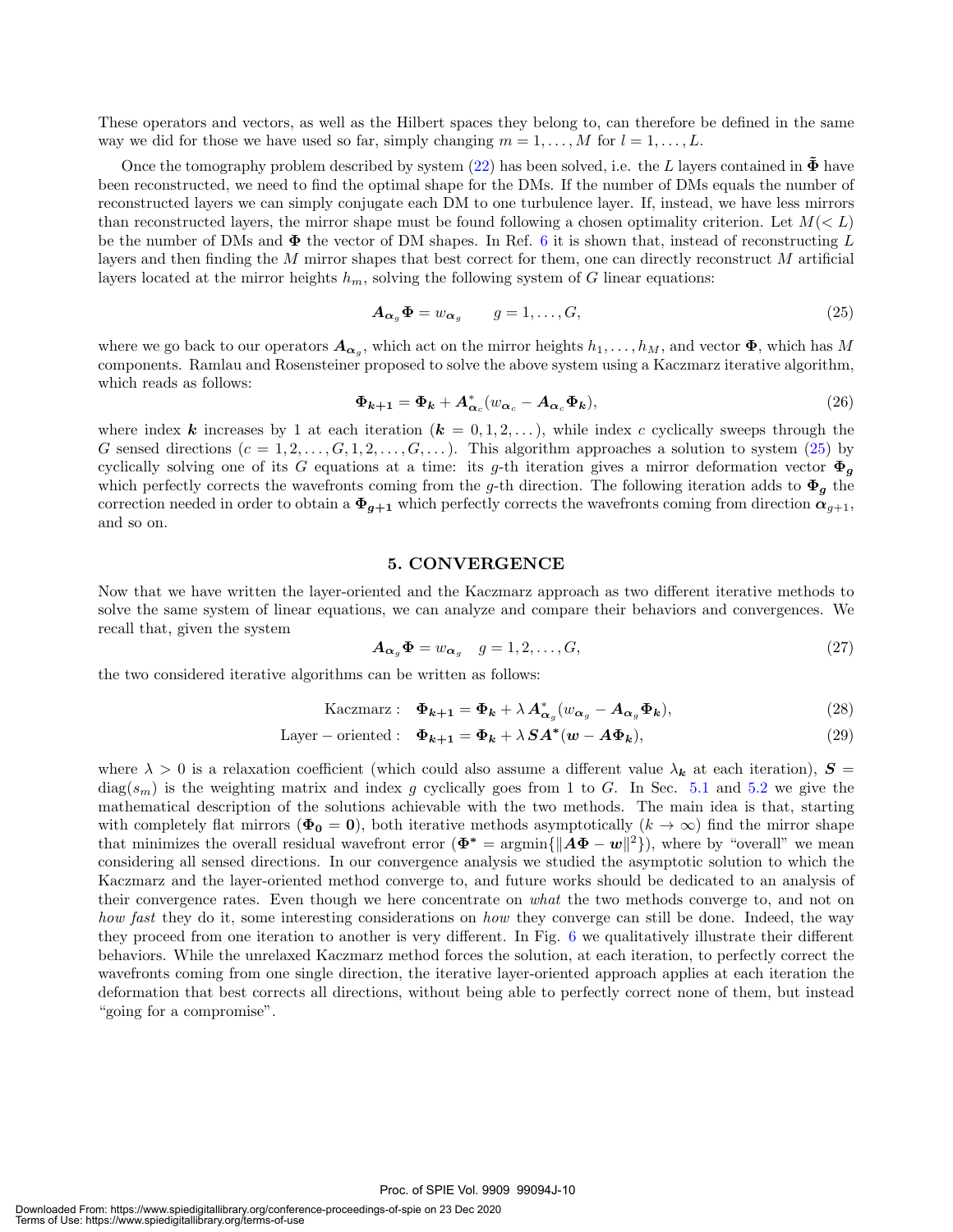These operators and vectors, as well as the Hilbert spaces they belong to, can therefore be defined in the same way we did for those we have used so far, simply changing $m = 1, \dots, M$ for $l = 1, \dots, L$.

Once the tomography problem described by system (22) has been solved, i.e. the $L$ layers contained in $\tilde{\boldsymbol{\Phi}}$ have been reconstructed, we need to find the optimal shape for the DMs. If the number of DMs equals the number of reconstructed layers we can simply conjugate each DM to one turbulence layer. If, instead, we have less mirrors than reconstructed layers, the mirror shape must be found following a chosen optimality criterion. Let $M(< L)$ be the number of DMs and $\boldsymbol{\Phi}$ the vector of DM shapes. In Ref. 6 it is shown that, instead of reconstructing $L$ layers and then finding the $M$ mirror shapes that best correct for them, one can directly reconstruct $M$ artificial layers located at the mirror heights $h_m$, solving the following system of $G$ linear equations:

$$\boldsymbol{A}_{\boldsymbol{\alpha}_g} \boldsymbol{\Phi} = w_{\boldsymbol{\alpha}_g} \qquad g = 1, \dots, G, \tag{25}$$

where we go back to our operators $\boldsymbol{A}_{\boldsymbol{\alpha}_g}$, which act on the mirror heights $h_1, \dots, h_M$, and vector $\boldsymbol{\Phi}$, which has $M$ components. Ramlau and Rosensteiner proposed to solve the above system using a Kaczmarz iterative algorithm, which reads as follows:

$$\boldsymbol{\Phi}_{\boldsymbol{k+1}} = \boldsymbol{\Phi}_{\boldsymbol{k}} + \boldsymbol{A}^*_{\boldsymbol{\alpha}_c}(w_{\boldsymbol{\alpha}_c} - \boldsymbol{A}_{\boldsymbol{\alpha}_c}\boldsymbol{\Phi}_{\boldsymbol{k}}), \tag{26}$$

where index $\boldsymbol{k}$ increases by 1 at each iteration ($\boldsymbol{k} = 0, 1, 2, \dots$), while index $c$ cyclically sweeps through the $G$ sensed directions ($c = 1, 2, \dots, G, 1, 2, \dots, G, \dots$). This algorithm approaches a solution to system (25) by cyclically solving one of its $G$ equations at a time: its $g$-th iteration gives a mirror deformation vector $\boldsymbol{\Phi}_{\boldsymbol{g}}$ which perfectly corrects the wavefronts coming from the $g$-th direction. The following iteration adds to $\boldsymbol{\Phi}_{\boldsymbol{g}}$ the correction needed in order to obtain a $\boldsymbol{\Phi}_{\boldsymbol{g+1}}$ which perfectly corrects the wavefronts coming from direction $\boldsymbol{\alpha}_{g+1}$, and so on.

## 5. CONVERGENCE

Now that we have written the layer-oriented and the Kaczmarz approach as two different iterative methods to solve the same system of linear equations, we can analyze and compare their behaviors and convergences. We recall that, given the system

$$\boldsymbol{A}_{\boldsymbol{\alpha}_g} \boldsymbol{\Phi} = w_{\boldsymbol{\alpha}_g} \quad g = 1, 2, \dots, G, \tag{27}$$

the two considered iterative algorithms can be written as follows:

$$\text{Kaczmarz}: \quad \boldsymbol{\Phi}_{\boldsymbol{k+1}} = \boldsymbol{\Phi}_{\boldsymbol{k}} + \lambda\, \boldsymbol{A}^*_{\boldsymbol{\alpha}_g}(w_{\boldsymbol{\alpha}_g} - \boldsymbol{A}_{\boldsymbol{\alpha}_g}\boldsymbol{\Phi}_{\boldsymbol{k}}), \tag{28}$$

$$\text{Layer-oriented}: \quad \boldsymbol{\Phi}_{\boldsymbol{k+1}} = \boldsymbol{\Phi}_{\boldsymbol{k}} + \lambda\, \boldsymbol{S}\boldsymbol{A}^*(\boldsymbol{w} - \boldsymbol{A}\boldsymbol{\Phi}_{\boldsymbol{k}}), \tag{29}$$

where $\lambda > 0$ is a relaxation coefficient (which could also assume a different value $\lambda_{\boldsymbol{k}}$ at each iteration), $\boldsymbol{S} = \mathrm{diag}(s_m)$ is the weighting matrix and index $g$ cyclically goes from 1 to $G$. In Sec. 5.1 and 5.2 we give the mathematical description of the solutions achievable with the two methods. The main idea is that, starting with completely flat mirrors ($\boldsymbol{\Phi}_{\boldsymbol{0}} = \boldsymbol{0}$), both iterative methods asymptotically ($k \to \infty$) find the mirror shape that minimizes the overall residual wavefront error ($\boldsymbol{\Phi}^* = \mathrm{argmin}\{\|\boldsymbol{A}\boldsymbol{\Phi} - \boldsymbol{w}\|^2\}$), where by "overall" we mean considering all sensed directions. In our convergence analysis we studied the asymptotic solution to which the Kaczmarz and the layer-oriented method converge to, and future works should be dedicated to an analysis of their convergence rates. Even though we here concentrate on *what* the two methods converge to, and not on *how fast* they do it, some interesting considerations on *how* they converge can still be done. Indeed, the way they proceed from one iteration to another is very different. In Fig. 6 we qualitatively illustrate their different behaviors. While the unrelaxed Kaczmarz method forces the solution, at each iteration, to perfectly correct the wavefronts coming from one single direction, the iterative layer-oriented approach applies at each iteration the deformation that best corrects all directions, without being able to perfectly correct none of them, but instead "going for a compromise".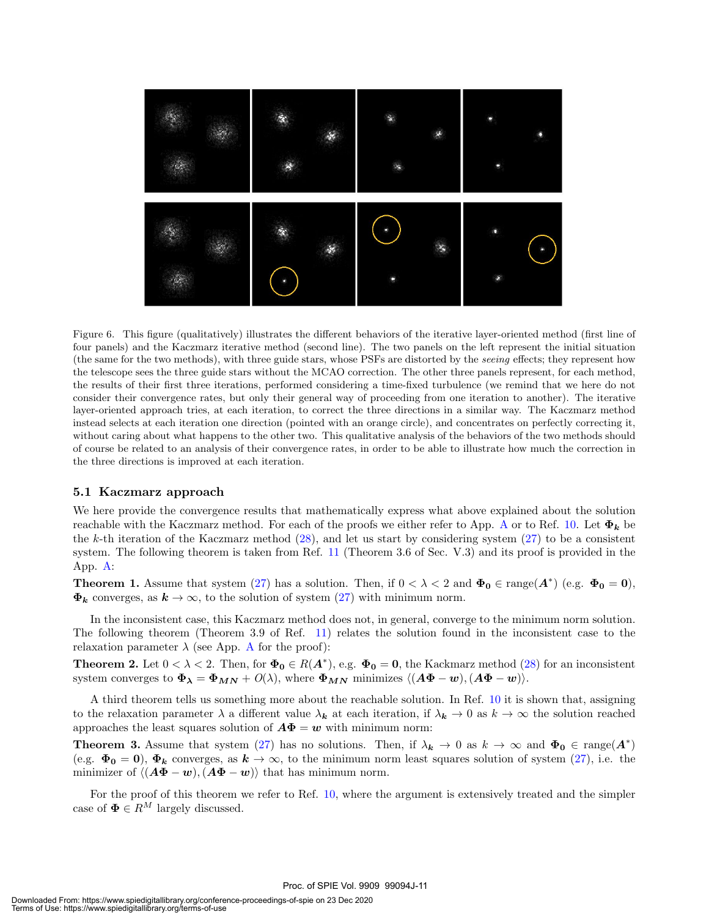Figure 6. This figure (qualitatively) illustrates the different behaviors of the iterative layer-oriented method (first line of four panels) and the Kaczmarz iterative method (second line). The two panels on the left represent the initial situation (the same for the two methods), with three guide stars, whose PSFs are distorted by the *seeing* effects; they represent how the telescope sees the three guide stars without the MCAO correction. The other three panels represent, for each method, the results of their first three iterations, performed considering a time-fixed turbulence (we remind that we here do not consider their convergence rates, but only their general way of proceeding from one iteration to another). The iterative layer-oriented approach tries, at each iteration, to correct the three directions in a similar way. The Kaczmarz method instead selects at each iteration one direction (pointed with an orange circle), and concentrates on perfectly correcting it, without caring about what happens to the other two. This qualitative analysis of the behaviors of the two methods should of course be related to an analysis of their convergence rates, in order to be able to illustrate how much the correction in the three directions is improved at each iteration.

### 5.1 Kaczmarz approach

We here provide the convergence results that mathematically express what above explained about the solution reachable with the Kaczmarz method. For each of the proofs we either refer to App. A or to Ref. 10. Let $\boldsymbol{\Phi_k}$ be the $k$-th iteration of the Kaczmarz method (28), and let us start by considering system (27) to be a consistent system. The following theorem is taken from Ref. 11 (Theorem 3.6 of Sec. V.3) and its proof is provided in the App. A:

**Theorem 1.** Assume that system (27) has a solution. Then, if $0 < \lambda < 2$ and $\boldsymbol{\Phi_0} \in \text{range}(\boldsymbol{A}^*)$ (e.g. $\boldsymbol{\Phi_0} = \boldsymbol{0}$), $\boldsymbol{\Phi_k}$ converges, as $\boldsymbol{k} \to \infty$, to the solution of system (27) with minimum norm.

In the inconsistent case, this Kaczmarz method does not, in general, converge to the minimum norm solution. The following theorem (Theorem 3.9 of Ref. 11) relates the solution found in the inconsistent case to the relaxation parameter $\lambda$ (see App. A for the proof):

**Theorem 2.** Let $0 < \lambda < 2$. Then, for $\boldsymbol{\Phi_0} \in R(\boldsymbol{A}^*)$, e.g. $\boldsymbol{\Phi_0} = \boldsymbol{0}$, the Kackmarz method (28) for an inconsistent system converges to $\boldsymbol{\Phi_\lambda} = \boldsymbol{\Phi_{MN}} + O(\lambda)$, where $\boldsymbol{\Phi_{MN}}$ minimizes $\langle(\boldsymbol{A\Phi} - \boldsymbol{w}), (\boldsymbol{A\Phi} - \boldsymbol{w})\rangle$.

A third theorem tells us something more about the reachable solution. In Ref. 10 it is shown that, assigning to the relaxation parameter $\lambda$ a different value $\lambda_{\boldsymbol{k}}$ at each iteration, if $\lambda_{\boldsymbol{k}} \to 0$ as $k \to \infty$ the solution reached approaches the least squares solution of $\boldsymbol{A\Phi} = \boldsymbol{w}$ with minimum norm:

**Theorem 3.** Assume that system (27) has no solutions. Then, if $\lambda_{\boldsymbol{k}} \to 0$ as $k \to \infty$ and $\boldsymbol{\Phi_0} \in \text{range}(\boldsymbol{A}^*)$ (e.g. $\boldsymbol{\Phi_0} = \boldsymbol{0}$), $\boldsymbol{\Phi_k}$ converges, as $\boldsymbol{k} \to \infty$, to the minimum norm least squares solution of system (27), i.e. the minimizer of $\langle(\boldsymbol{A\Phi} - \boldsymbol{w}), (\boldsymbol{A\Phi} - \boldsymbol{w})\rangle$ that has minimum norm.

For the proof of this theorem we refer to Ref. 10, where the argument is extensively treated and the simpler case of $\boldsymbol{\Phi} \in R^M$ largely discussed.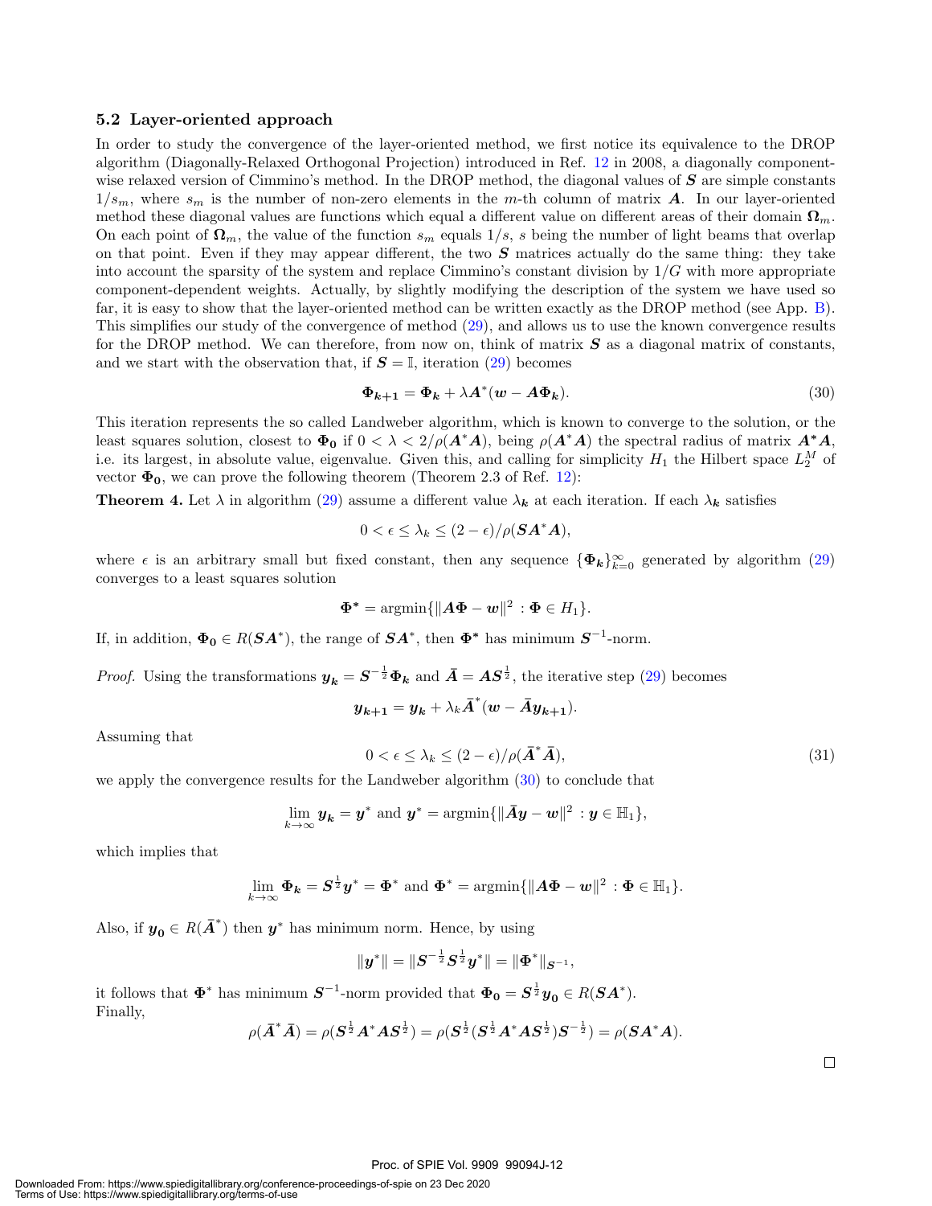### 5.2 Layer-oriented approach

In order to study the convergence of the layer-oriented method, we first notice its equivalence to the DROP algorithm (Diagonally-Relaxed Orthogonal Projection) introduced in Ref. 12 in 2008, a diagonally component-wise relaxed version of Cimmino's method. In the DROP method, the diagonal values of $\boldsymbol{S}$ are simple constants $1/s_m$, where $s_m$ is the number of non-zero elements in the $m$-th column of matrix $\boldsymbol{A}$. In our layer-oriented method these diagonal values are functions which equal a different value on different areas of their domain $\boldsymbol{\Omega}_m$. On each point of $\boldsymbol{\Omega}_m$, the value of the function $s_m$ equals $1/s$, $s$ being the number of light beams that overlap on that point. Even if they may appear different, the two $\boldsymbol{S}$ matrices actually do the same thing: they take into account the sparsity of the system and replace Cimmino's constant division by $1/G$ with more appropriate component-dependent weights. Actually, by slightly modifying the description of the system we have used so far, it is easy to show that the layer-oriented method can be written exactly as the DROP method (see App. B). This simplifies our study of the convergence of method (29), and allows us to use the known convergence results for the DROP method. We can therefore, from now on, think of matrix $\boldsymbol{S}$ as a diagonal matrix of constants, and we start with the observation that, if $\boldsymbol{S} = \mathbb{I}$, iteration (29) becomes

$$\boldsymbol{\Phi_{k+1}} = \boldsymbol{\Phi_k} + \lambda \boldsymbol{A}^*(\boldsymbol{w} - \boldsymbol{A}\boldsymbol{\Phi_k}). \tag{30}$$

This iteration represents the so called Landweber algorithm, which is known to converge to the solution, or the least squares solution, closest to $\boldsymbol{\Phi_0}$ if $0 < \lambda < 2/\rho(\boldsymbol{A}^*\boldsymbol{A})$, being $\rho(\boldsymbol{A}^*\boldsymbol{A})$ the spectral radius of matrix $\boldsymbol{A}^*\boldsymbol{A}$, i.e. its largest, in absolute value, eigenvalue. Given this, and calling for simplicity $H_1$ the Hilbert space $L_2^M$ of vector $\boldsymbol{\Phi_0}$, we can prove the following theorem (Theorem 2.3 of Ref. 12):

**Theorem 4.** *Let $\lambda$ in algorithm (29) assume a different value $\lambda_k$ at each iteration. If each $\lambda_k$ satisfies*

$$0 < \epsilon \leq \lambda_k \leq (2-\epsilon)/\rho(\boldsymbol{S}\boldsymbol{A}^*\boldsymbol{A}),$$

*where $\epsilon$ is an arbitrary small but fixed constant, then any sequence $\{\boldsymbol{\Phi_k}\}_{k=0}^{\infty}$ generated by algorithm (29) converges to a least squares solution*

$$\boldsymbol{\Phi^*} = \operatorname{argmin}\{\|\boldsymbol{A}\boldsymbol{\Phi} - \boldsymbol{w}\|^2 \,:\, \boldsymbol{\Phi} \in H_1\}.$$

*If, in addition, $\boldsymbol{\Phi_0} \in R(\boldsymbol{S}\boldsymbol{A}^*)$, the range of $\boldsymbol{S}\boldsymbol{A}^*$, then $\boldsymbol{\Phi^*}$ has minimum $\boldsymbol{S}^{-1}$-norm.*

*Proof.* Using the transformations $\boldsymbol{y_k} = \boldsymbol{S}^{-\frac{1}{2}}\boldsymbol{\Phi_k}$ and $\bar{\boldsymbol{A}} = \boldsymbol{A}\boldsymbol{S}^{\frac{1}{2}}$, the iterative step (29) becomes

$$\boldsymbol{y_{k+1}} = \boldsymbol{y_k} + \lambda_k \bar{\boldsymbol{A}}^*(\boldsymbol{w} - \bar{\boldsymbol{A}}\boldsymbol{y_{k+1}}).$$

Assuming that

$$0 < \epsilon \leq \lambda_k \leq (2-\epsilon)/\rho(\bar{\boldsymbol{A}}^*\bar{\boldsymbol{A}}), \tag{31}$$

we apply the convergence results for the Landweber algorithm (30) to conclude that

$$\lim_{k\to\infty} \boldsymbol{y_k} = \boldsymbol{y}^* \text{ and } \boldsymbol{y}^* = \operatorname{argmin}\{\|\bar{\boldsymbol{A}}\boldsymbol{y} - \boldsymbol{w}\|^2 \,:\, \boldsymbol{y} \in \mathbb{H}_1\},$$

which implies that

$$\lim_{k\to\infty} \boldsymbol{\Phi_k} = \boldsymbol{S}^{\frac{1}{2}}\boldsymbol{y}^* = \boldsymbol{\Phi}^* \text{ and } \boldsymbol{\Phi}^* = \operatorname{argmin}\{\|\boldsymbol{A}\boldsymbol{\Phi} - \boldsymbol{w}\|^2 \,:\, \boldsymbol{\Phi} \in \mathbb{H}_1\}.$$

Also, if $\boldsymbol{y_0} \in R(\bar{\boldsymbol{A}}^*)$ then $\boldsymbol{y}^*$ has minimum norm. Hence, by using

$$\|\boldsymbol{y}^*\| = \|\boldsymbol{S}^{-\frac{1}{2}}\boldsymbol{S}^{\frac{1}{2}}\boldsymbol{y}^*\| = \|\boldsymbol{\Phi}^*\|_{\boldsymbol{S}^{-1}},$$

it follows that $\boldsymbol{\Phi}^*$ has minimum $\boldsymbol{S}^{-1}$-norm provided that $\boldsymbol{\Phi_0} = \boldsymbol{S}^{\frac{1}{2}}\boldsymbol{y_0} \in R(\boldsymbol{S}\boldsymbol{A}^*)$.
Finally,

$$\rho(\bar{\boldsymbol{A}}^*\bar{\boldsymbol{A}}) = \rho(\boldsymbol{S}^{\frac{1}{2}}\boldsymbol{A}^*\boldsymbol{A}\boldsymbol{S}^{\frac{1}{2}}) = \rho(\boldsymbol{S}^{\frac{1}{2}}(\boldsymbol{S}^{\frac{1}{2}}\boldsymbol{A}^*\boldsymbol{A}\boldsymbol{S}^{\frac{1}{2}})\boldsymbol{S}^{-\frac{1}{2}}) = \rho(\boldsymbol{S}\boldsymbol{A}^*\boldsymbol{A}).$$

□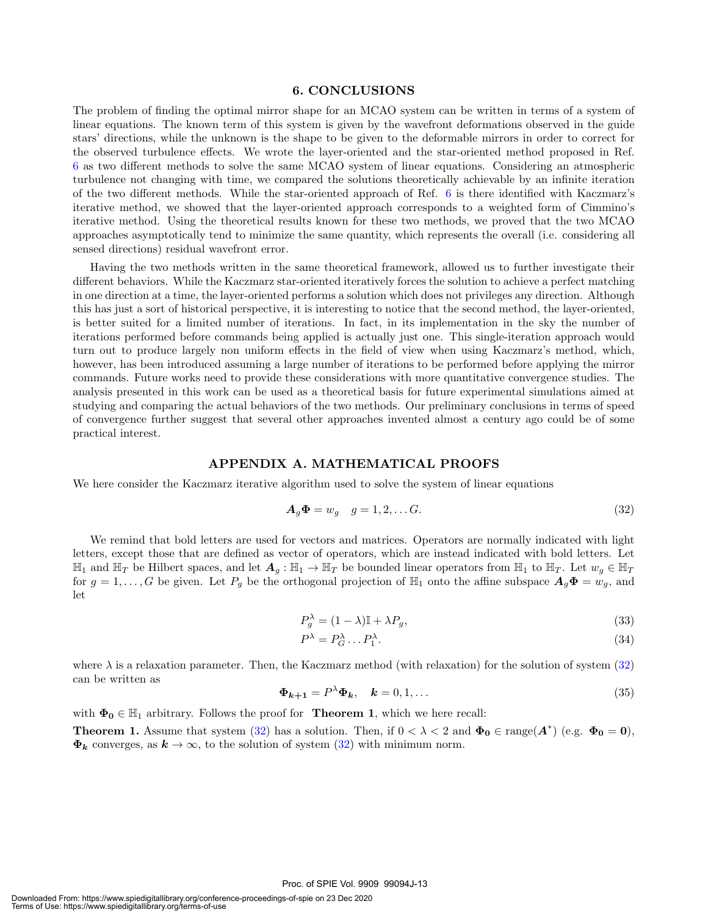## 6. CONCLUSIONS

The problem of finding the optimal mirror shape for an MCAO system can be written in terms of a system of linear equations. The known term of this system is given by the wavefront deformations observed in the guide stars' directions, while the unknown is the shape to be given to the deformable mirrors in order to correct for the observed turbulence effects. We wrote the layer-oriented and the star-oriented method proposed in Ref. 6 as two different methods to solve the same MCAO system of linear equations. Considering an atmospheric turbulence not changing with time, we compared the solutions theoretically achievable by an infinite iteration of the two different methods. While the star-oriented approach of Ref. 6 is there identified with Kaczmarz's iterative method, we showed that the layer-oriented approach corresponds to a weighted form of Cimmino's iterative method. Using the theoretical results known for these two methods, we proved that the two MCAO approaches asymptotically tend to minimize the same quantity, which represents the overall (i.e. considering all sensed directions) residual wavefront error.

Having the two methods written in the same theoretical framework, allowed us to further investigate their different behaviors. While the Kaczmarz star-oriented iteratively forces the solution to achieve a perfect matching in one direction at a time, the layer-oriented performs a solution which does not privileges any direction. Although this has just a sort of historical perspective, it is interesting to notice that the second method, the layer-oriented, is better suited for a limited number of iterations. In fact, in its implementation in the sky the number of iterations performed before commands being applied is actually just one. This single-iteration approach would turn out to produce largely non uniform effects in the field of view when using Kaczmarz's method, which, however, has been introduced assuming a large number of iterations to be performed before applying the mirror commands. Future works need to provide these considerations with more quantitative convergence studies. The analysis presented in this work can be used as a theoretical basis for future experimental simulations aimed at studying and comparing the actual behaviors of the two methods. Our preliminary conclusions in terms of speed of convergence further suggest that several other approaches invented almost a century ago could be of some practical interest.

## APPENDIX A. MATHEMATICAL PROOFS

We here consider the Kaczmarz iterative algorithm used to solve the system of linear equations

$$\boldsymbol{A}_g \boldsymbol{\Phi} = w_g \quad g = 1, 2, \ldots G. \tag{32}$$

We remind that bold letters are used for vectors and matrices. Operators are normally indicated with light letters, except those that are defined as vector of operators, which are instead indicated with bold letters. Let $\mathbb{H}_1$ and $\mathbb{H}_T$ be Hilbert spaces, and let $\boldsymbol{A}_g : \mathbb{H}_1 \to \mathbb{H}_T$ be bounded linear operators from $\mathbb{H}_1$ to $\mathbb{H}_T$. Let $w_g \in \mathbb{H}_T$ for $g = 1, \ldots, G$ be given. Let $P_g$ be the orthogonal projection of $\mathbb{H}_1$ onto the affine subspace $\boldsymbol{A}_g \boldsymbol{\Phi} = w_g$, and let

$$P_g^\lambda = (1 - \lambda)\mathbb{I} + \lambda P_g, \tag{33}$$

$$P^\lambda = P_G^\lambda \ldots P_1^\lambda. \tag{34}$$

where $\lambda$ is a relaxation parameter. Then, the Kaczmarz method (with relaxation) for the solution of system (32) can be written as

$$\boldsymbol{\Phi_{k+1}} = P^\lambda \boldsymbol{\Phi_k}, \quad \boldsymbol{k} = 0, 1, \ldots \tag{35}$$

with $\boldsymbol{\Phi_0} \in \mathbb{H}_1$ arbitrary. Follows the proof for **Theorem 1**, which we here recall:

**Theorem 1.** Assume that system (32) has a solution. Then, if $0 < \lambda < 2$ and $\boldsymbol{\Phi_0} \in \text{range}(\boldsymbol{A}^*)$ (e.g. $\boldsymbol{\Phi_0} = \boldsymbol{0}$), $\boldsymbol{\Phi_k}$ converges, as $\boldsymbol{k} \to \infty$, to the solution of system (32) with minimum norm.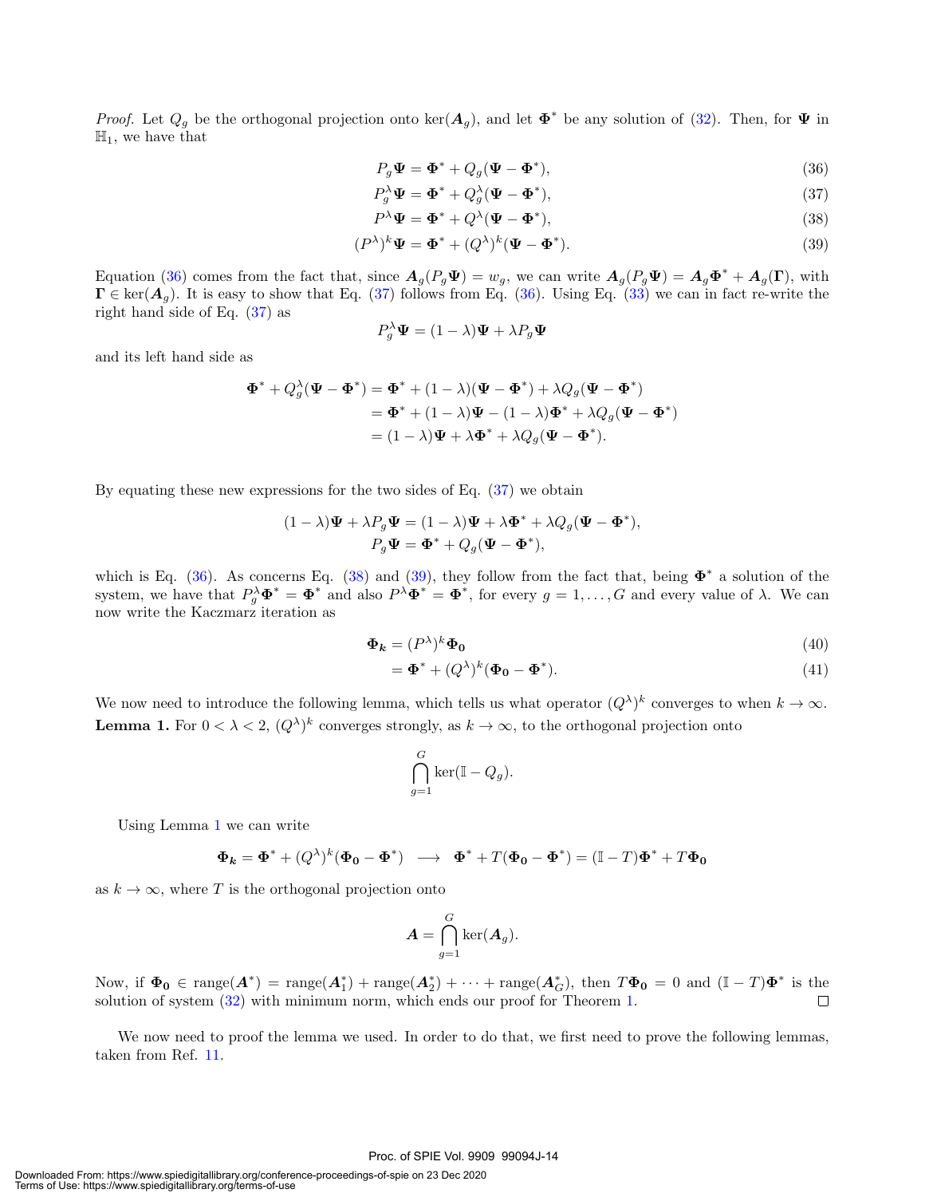*Proof.* Let $Q_g$ be the orthogonal projection onto $\ker(\boldsymbol{A}_g)$, and let $\boldsymbol{\Phi}^*$ be any solution of (32). Then, for $\boldsymbol{\Psi}$ in $\mathbb{H}_1$, we have that

$$P_g\boldsymbol{\Psi} = \boldsymbol{\Phi}^* + Q_g(\boldsymbol{\Psi} - \boldsymbol{\Phi}^*), \tag{36}$$

$$P_g^\lambda\boldsymbol{\Psi} = \boldsymbol{\Phi}^* + Q_g^\lambda(\boldsymbol{\Psi} - \boldsymbol{\Phi}^*), \tag{37}$$

$$P^\lambda\boldsymbol{\Psi} = \boldsymbol{\Phi}^* + Q^\lambda(\boldsymbol{\Psi} - \boldsymbol{\Phi}^*), \tag{38}$$

$$(P^\lambda)^k\boldsymbol{\Psi} = \boldsymbol{\Phi}^* + (Q^\lambda)^k(\boldsymbol{\Psi} - \boldsymbol{\Phi}^*). \tag{39}$$

Equation (36) comes from the fact that, since $\boldsymbol{A}_g(P_g\boldsymbol{\Psi}) = w_g$, we can write $\boldsymbol{A}_g(P_g\boldsymbol{\Psi}) = \boldsymbol{A}_g\boldsymbol{\Phi}^* + \boldsymbol{A}_g(\boldsymbol{\Gamma})$, with $\boldsymbol{\Gamma} \in \ker(\boldsymbol{A}_g)$. It is easy to show that Eq. (37) follows from Eq. (36). Using Eq. (33) we can in fact re-write the right hand side of Eq. (37) as

$$P_g^\lambda\boldsymbol{\Psi} = (1-\lambda)\boldsymbol{\Psi} + \lambda P_g\boldsymbol{\Psi}$$

and its left hand side as

$$\begin{aligned}
\boldsymbol{\Phi}^* + Q_g^\lambda(\boldsymbol{\Psi} - \boldsymbol{\Phi}^*) &= \boldsymbol{\Phi}^* + (1-\lambda)(\boldsymbol{\Psi} - \boldsymbol{\Phi}^*) + \lambda Q_g(\boldsymbol{\Psi} - \boldsymbol{\Phi}^*) \\
&= \boldsymbol{\Phi}^* + (1-\lambda)\boldsymbol{\Psi} - (1-\lambda)\boldsymbol{\Phi}^* + \lambda Q_g(\boldsymbol{\Psi} - \boldsymbol{\Phi}^*) \\
&= (1-\lambda)\boldsymbol{\Psi} + \lambda\boldsymbol{\Phi}^* + \lambda Q_g(\boldsymbol{\Psi} - \boldsymbol{\Phi}^*).
\end{aligned}$$

By equating these new expressions for the two sides of Eq. (37) we obtain

$$\begin{aligned}
(1-\lambda)\boldsymbol{\Psi} + \lambda P_g\boldsymbol{\Psi} &= (1-\lambda)\boldsymbol{\Psi} + \lambda\boldsymbol{\Phi}^* + \lambda Q_g(\boldsymbol{\Psi} - \boldsymbol{\Phi}^*), \\
P_g\boldsymbol{\Psi} &= \boldsymbol{\Phi}^* + Q_g(\boldsymbol{\Psi} - \boldsymbol{\Phi}^*),
\end{aligned}$$

which is Eq. (36). As concerns Eq. (38) and (39), they follow from the fact that, being $\boldsymbol{\Phi}^*$ a solution of the system, we have that $P_g^\lambda\boldsymbol{\Phi}^* = \boldsymbol{\Phi}^*$ and also $P^\lambda\boldsymbol{\Phi}^* = \boldsymbol{\Phi}^*$, for every $g = 1, \ldots, G$ and every value of $\lambda$. We can now write the Kaczmarz iteration as

$$\boldsymbol{\Phi_k} = (P^\lambda)^k\boldsymbol{\Phi_0} \tag{40}$$

$$= \boldsymbol{\Phi}^* + (Q^\lambda)^k(\boldsymbol{\Phi_0} - \boldsymbol{\Phi}^*). \tag{41}$$

We now need to introduce the following lemma, which tells us what operator $(Q^\lambda)^k$ converges to when $k \to \infty$.

**Lemma 1.** For $0 < \lambda < 2$, $(Q^\lambda)^k$ converges strongly, as $k \to \infty$, to the orthogonal projection onto

$$\bigcap_{g=1}^{G} \ker(\mathbb{I} - Q_g).$$

Using Lemma 1 we can write

$$\boldsymbol{\Phi_k} = \boldsymbol{\Phi}^* + (Q^\lambda)^k(\boldsymbol{\Phi_0} - \boldsymbol{\Phi}^*) \quad \longrightarrow \quad \boldsymbol{\Phi}^* + T(\boldsymbol{\Phi_0} - \boldsymbol{\Phi}^*) = (\mathbb{I} - T)\boldsymbol{\Phi}^* + T\boldsymbol{\Phi_0}$$

as $k \to \infty$, where $T$ is the orthogonal projection onto

$$\boldsymbol{A} = \bigcap_{g=1}^{G} \ker(\boldsymbol{A}_g).$$

Now, if $\boldsymbol{\Phi_0} \in \operatorname{range}(\boldsymbol{A}^*) = \operatorname{range}(\boldsymbol{A}_1^*) + \operatorname{range}(\boldsymbol{A}_2^*) + \cdots + \operatorname{range}(\boldsymbol{A}_G^*)$, then $T\boldsymbol{\Phi_0} = 0$ and $(\mathbb{I} - T)\boldsymbol{\Phi}^*$ is the solution of system (32) with minimum norm, which ends our proof for Theorem 1. □

We now need to proof the lemma we used. In order to do that, we first need to prove the following lemmas, taken from Ref. 11.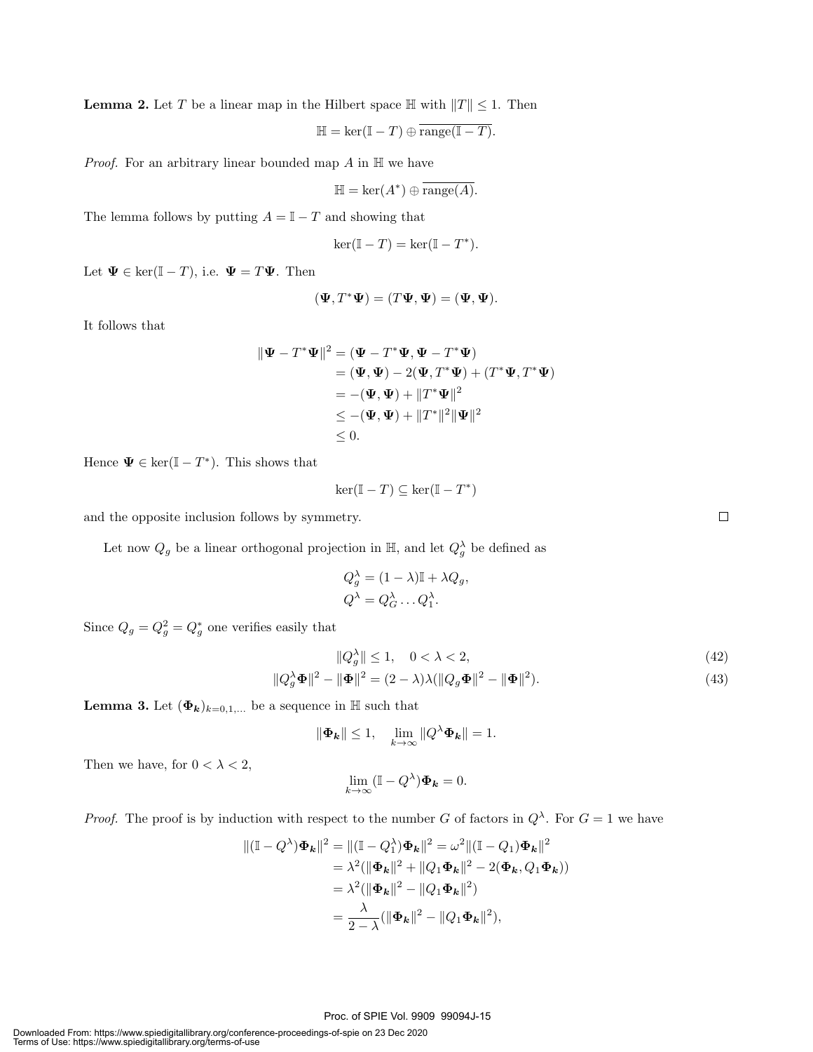**Lemma 2.** Let $T$ be a linear map in the Hilbert space $\mathbb{H}$ with $\|T\| \leq 1$. Then

$$\mathbb{H} = \ker(\mathbb{I} - T) \oplus \overline{\text{range}(\mathbb{I} - T)}.$$

*Proof.* For an arbitrary linear bounded map $A$ in $\mathbb{H}$ we have

$$\mathbb{H} = \ker(A^*) \oplus \overline{\text{range}(A)}.$$

The lemma follows by putting $A = \mathbb{I} - T$ and showing that

$$\ker(\mathbb{I} - T) = \ker(\mathbb{I} - T^*).$$

Let $\mathbf{\Psi} \in \ker(\mathbb{I} - T)$, i.e. $\mathbf{\Psi} = T\mathbf{\Psi}$. Then

$$(\mathbf{\Psi}, T^*\mathbf{\Psi}) = (T\mathbf{\Psi}, \mathbf{\Psi}) = (\mathbf{\Psi}, \mathbf{\Psi}).$$

It follows that

$$\begin{aligned}
\|\mathbf{\Psi} - T^*\mathbf{\Psi}\|^2 &= (\mathbf{\Psi} - T^*\mathbf{\Psi}, \mathbf{\Psi} - T^*\mathbf{\Psi}) \\
&= (\mathbf{\Psi}, \mathbf{\Psi}) - 2(\mathbf{\Psi}, T^*\mathbf{\Psi}) + (T^*\mathbf{\Psi}, T^*\mathbf{\Psi}) \\
&= -(\mathbf{\Psi}, \mathbf{\Psi}) + \|T^*\mathbf{\Psi}\|^2 \\
&\leq -(\mathbf{\Psi}, \mathbf{\Psi}) + \|T^*\|^2\|\mathbf{\Psi}\|^2 \\
&\leq 0.
\end{aligned}$$

Hence $\mathbf{\Psi} \in \ker(\mathbb{I} - T^*)$. This shows that

$$\ker(\mathbb{I} - T) \subseteq \ker(\mathbb{I} - T^*)$$

and the opposite inclusion follows by symmetry. $\square$

Let now $Q_g$ be a linear orthogonal projection in $\mathbb{H}$, and let $Q_g^\lambda$ be defined as

$$\begin{aligned}
Q_g^\lambda &= (1 - \lambda)\mathbb{I} + \lambda Q_g, \\
Q^\lambda &= Q_G^\lambda \ldots Q_1^\lambda.
\end{aligned}$$

Since $Q_g = Q_g^2 = Q_g^*$ one verifies easily that

$$\|Q_g^\lambda\| \leq 1, \quad 0 < \lambda < 2, \tag{42}$$

$$\|Q_g^\lambda \mathbf{\Phi}\|^2 - \|\mathbf{\Phi}\|^2 = (2 - \lambda)\lambda(\|Q_g\mathbf{\Phi}\|^2 - \|\mathbf{\Phi}\|^2). \tag{43}$$

**Lemma 3.** Let $(\mathbf{\Phi}_{\boldsymbol{k}})_{k=0,1,\ldots}$ be a sequence in $\mathbb{H}$ such that

$$\|\mathbf{\Phi}_{\boldsymbol{k}}\| \leq 1, \quad \lim_{k\to\infty} \|Q^\lambda \mathbf{\Phi}_{\boldsymbol{k}}\| = 1.$$

Then we have, for $0 < \lambda < 2$,

$$\lim_{k\to\infty} (\mathbb{I} - Q^\lambda)\mathbf{\Phi}_{\boldsymbol{k}} = 0.$$

*Proof.* The proof is by induction with respect to the number $G$ of factors in $Q^\lambda$. For $G = 1$ we have

$$\begin{aligned}
\|(\mathbb{I} - Q^\lambda)\mathbf{\Phi}_{\boldsymbol{k}}\|^2 &= \|(\mathbb{I} - Q_1^\lambda)\mathbf{\Phi}_{\boldsymbol{k}}\|^2 = \omega^2\|(\mathbb{I} - Q_1)\mathbf{\Phi}_{\boldsymbol{k}}\|^2 \\
&= \lambda^2(\|\mathbf{\Phi}_{\boldsymbol{k}}\|^2 + \|Q_1\mathbf{\Phi}_{\boldsymbol{k}}\|^2 - 2(\mathbf{\Phi}_{\boldsymbol{k}}, Q_1\mathbf{\Phi}_{\boldsymbol{k}})) \\
&= \lambda^2(\|\mathbf{\Phi}_{\boldsymbol{k}}\|^2 - \|Q_1\mathbf{\Phi}_{\boldsymbol{k}}\|^2) \\
&= \frac{\lambda}{2 - \lambda}(\|\mathbf{\Phi}_{\boldsymbol{k}}\|^2 - \|Q_1\mathbf{\Phi}_{\boldsymbol{k}}\|^2),
\end{aligned}$$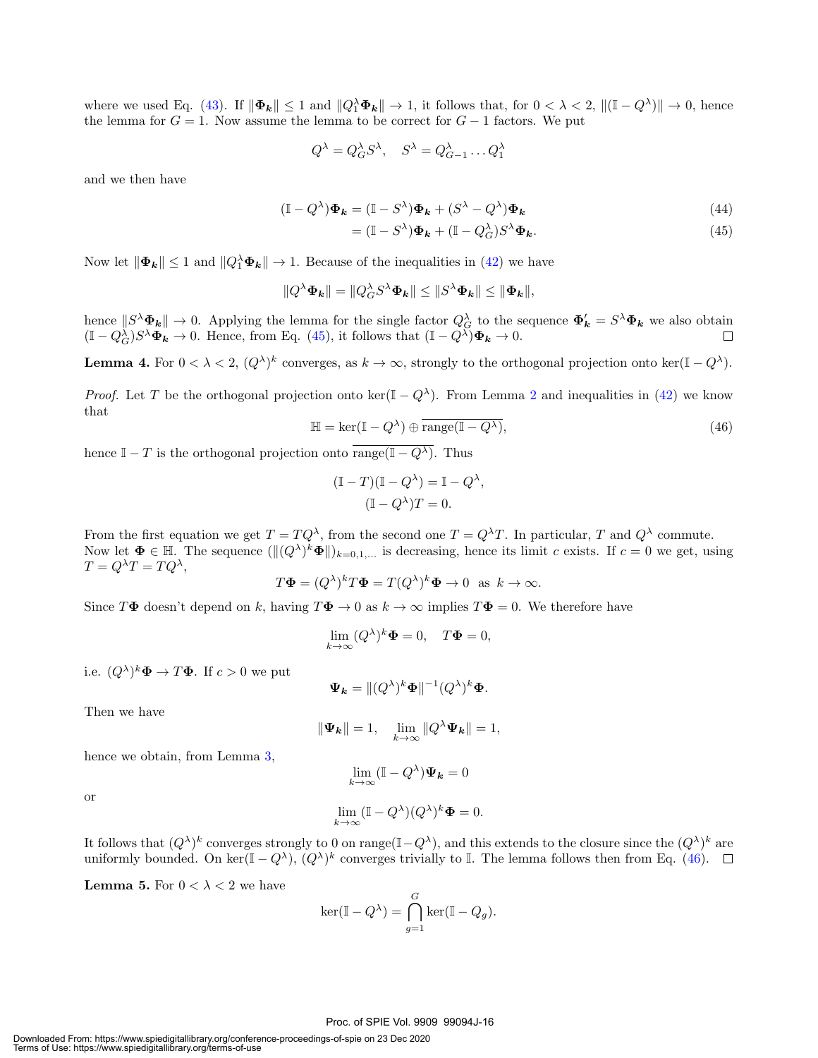where we used Eq. (43). If $\|\boldsymbol{\Phi}_{\boldsymbol{k}}\| \leq 1$ and $\|Q_1^\lambda \boldsymbol{\Phi}_{\boldsymbol{k}}\| \to 1$, it follows that, for $0 < \lambda < 2$, $\|(\mathbb{I} - Q^\lambda)\| \to 0$, hence the lemma for $G = 1$. Now assume the lemma to be correct for $G - 1$ factors. We put

$$Q^\lambda = Q_G^\lambda S^\lambda, \quad S^\lambda = Q_{G-1}^\lambda \dots Q_1^\lambda$$

and we then have

$$(\mathbb{I} - Q^\lambda)\boldsymbol{\Phi}_{\boldsymbol{k}} = (\mathbb{I} - S^\lambda)\boldsymbol{\Phi}_{\boldsymbol{k}} + (S^\lambda - Q^\lambda)\boldsymbol{\Phi}_{\boldsymbol{k}} \tag{44}$$

$$= (\mathbb{I} - S^\lambda)\boldsymbol{\Phi}_{\boldsymbol{k}} + (\mathbb{I} - Q_G^\lambda)S^\lambda \boldsymbol{\Phi}_{\boldsymbol{k}}. \tag{45}$$

Now let $\|\boldsymbol{\Phi}_{\boldsymbol{k}}\| \leq 1$ and $\|Q_1^\lambda \boldsymbol{\Phi}_{\boldsymbol{k}}\| \to 1$. Because of the inequalities in (42) we have

$$\|Q^\lambda \boldsymbol{\Phi}_{\boldsymbol{k}}\| = \|Q_G^\lambda S^\lambda \boldsymbol{\Phi}_{\boldsymbol{k}}\| \leq \|S^\lambda \boldsymbol{\Phi}_{\boldsymbol{k}}\| \leq \|\boldsymbol{\Phi}_{\boldsymbol{k}}\|,$$

hence $\|S^\lambda \boldsymbol{\Phi}_{\boldsymbol{k}}\| \to 0$. Applying the lemma for the single factor $Q_G^\lambda$ to the sequence $\boldsymbol{\Phi}'_{\boldsymbol{k}} = S^\lambda \boldsymbol{\Phi}_{\boldsymbol{k}}$ we also obtain $(\mathbb{I} - Q_G^\lambda)S^\lambda \boldsymbol{\Phi}_{\boldsymbol{k}} \to 0$. Hence, from Eq. (45), it follows that $(\mathbb{I} - Q^\lambda)\boldsymbol{\Phi}_{\boldsymbol{k}} \to 0$. □

**Lemma 4.** For $0 < \lambda < 2$, $(Q^\lambda)^k$ converges, as $k \to \infty$, strongly to the orthogonal projection onto $\ker(\mathbb{I} - Q^\lambda)$.

*Proof.* Let $T$ be the orthogonal projection onto $\ker(\mathbb{I} - Q^\lambda)$. From Lemma 2 and inequalities in (42) we know that

$$\mathbb{H} = \ker(\mathbb{I} - Q^\lambda) \oplus \overline{\operatorname{range}(\mathbb{I} - Q^\lambda)}, \tag{46}$$

hence $\mathbb{I} - T$ is the orthogonal projection onto $\overline{\operatorname{range}(\mathbb{I} - Q^\lambda)}$. Thus

$$(\mathbb{I} - T)(\mathbb{I} - Q^\lambda) = \mathbb{I} - Q^\lambda,$$
$$(\mathbb{I} - Q^\lambda)T = 0.$$

From the first equation we get $T = TQ^\lambda$, from the second one $T = Q^\lambda T$. In particular, $T$ and $Q^\lambda$ commute. Now let $\boldsymbol{\Phi} \in \mathbb{H}$. The sequence $(\|(Q^\lambda)^k \boldsymbol{\Phi}\|)_{k=0,1,\dots}$ is decreasing, hence its limit $c$ exists. If $c = 0$ we get, using $T = Q^\lambda T = TQ^\lambda$,

$$T\boldsymbol{\Phi} = (Q^\lambda)^k T\boldsymbol{\Phi} = T(Q^\lambda)^k \boldsymbol{\Phi} \to 0 \text{ as } k \to \infty.$$

Since $T\boldsymbol{\Phi}$ doesn't depend on $k$, having $T\boldsymbol{\Phi} \to 0$ as $k \to \infty$ implies $T\boldsymbol{\Phi} = 0$. We therefore have

$$\lim_{k\to\infty} (Q^\lambda)^k \boldsymbol{\Phi} = 0, \quad T\boldsymbol{\Phi} = 0,$$

i.e. $(Q^\lambda)^k \boldsymbol{\Phi} \to T\boldsymbol{\Phi}$. If $c > 0$ we put

$$\boldsymbol{\Psi}_{\boldsymbol{k}} = \|(Q^\lambda)^k \boldsymbol{\Phi}\|^{-1} (Q^\lambda)^k \boldsymbol{\Phi}.$$

Then we have

$$\|\boldsymbol{\Psi}_{\boldsymbol{k}}\| = 1, \quad \lim_{k\to\infty} \|Q^\lambda \boldsymbol{\Psi}_{\boldsymbol{k}}\| = 1,$$

hence we obtain, from Lemma 3,

$$\lim_{k\to\infty} (\mathbb{I} - Q^\lambda)\boldsymbol{\Psi}_{\boldsymbol{k}} = 0$$

or

$$\lim_{k\to\infty} (\mathbb{I} - Q^\lambda)(Q^\lambda)^k \boldsymbol{\Phi} = 0.$$

It follows that $(Q^\lambda)^k$ converges strongly to 0 on $\operatorname{range}(\mathbb{I} - Q^\lambda)$, and this extends to the closure since the $(Q^\lambda)^k$ are uniformly bounded. On $\ker(\mathbb{I} - Q^\lambda)$, $(Q^\lambda)^k$ converges trivially to $\mathbb{I}$. The lemma follows then from Eq. (46). □

**Lemma 5.** For $0 < \lambda < 2$ we have

$$\ker(\mathbb{I} - Q^\lambda) = \bigcap_{g=1}^{G} \ker(\mathbb{I} - Q_g).$$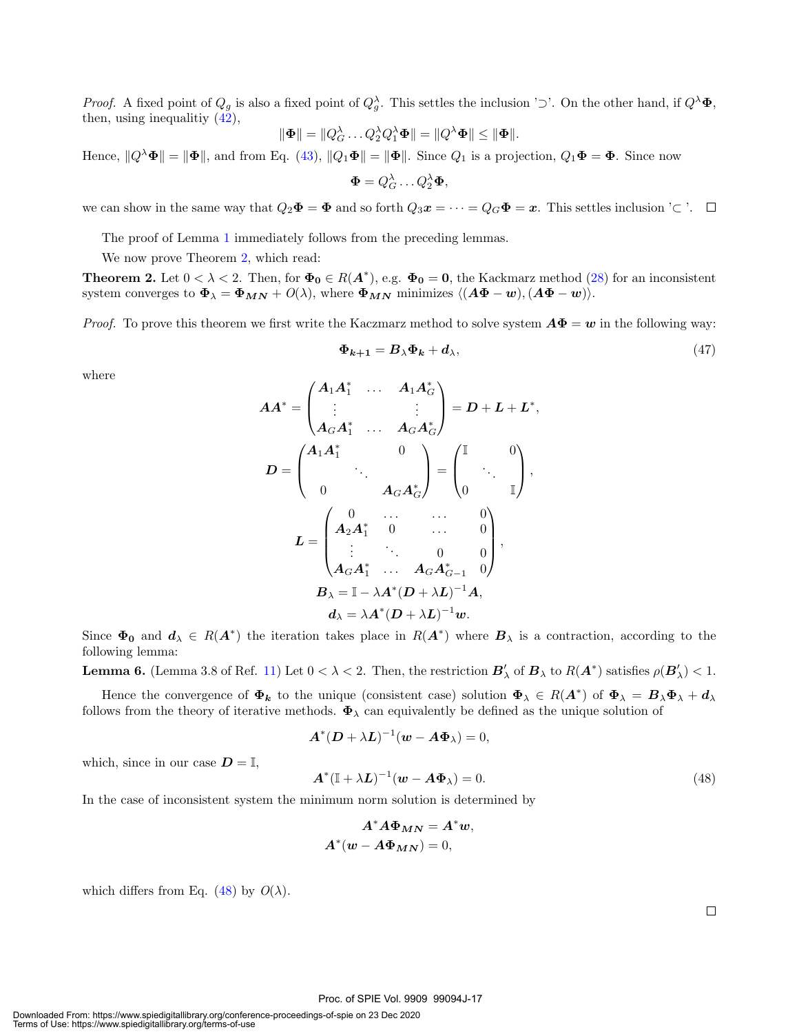*Proof.* A fixed point of $Q_g$ is also a fixed point of $Q_g^\lambda$. This settles the inclusion '$\supset$'. On the other hand, if $Q^\lambda \boldsymbol{\Phi}$, then, using inequalitiy (42),

$$\|\boldsymbol{\Phi}\| = \|Q_G^\lambda \dots Q_2^\lambda Q_1^\lambda \boldsymbol{\Phi}\| = \|Q^\lambda \boldsymbol{\Phi}\| \leq \|\boldsymbol{\Phi}\|.$$

Hence, $\|Q^\lambda \boldsymbol{\Phi}\| = \|\boldsymbol{\Phi}\|$, and from Eq. (43), $\|Q_1 \boldsymbol{\Phi}\| = \|\boldsymbol{\Phi}\|$. Since $Q_1$ is a projection, $Q_1 \boldsymbol{\Phi} = \boldsymbol{\Phi}$. Since now

$$\boldsymbol{\Phi} = Q_G^\lambda \dots Q_2^\lambda \boldsymbol{\Phi},$$

we can show in the same way that $Q_2 \boldsymbol{\Phi} = \boldsymbol{\Phi}$ and so forth $Q_3 \boldsymbol{x} = \dots = Q_G \boldsymbol{\Phi} = \boldsymbol{x}$. This settles inclusion '$\subset$ '. $\square$

The proof of Lemma 1 immediately follows from the preceding lemmas.

We now prove Theorem 2, which read:

**Theorem 2.** Let $0 < \lambda < 2$. Then, for $\boldsymbol{\Phi_0} \in R(\boldsymbol{A}^*)$, e.g. $\boldsymbol{\Phi_0} = \boldsymbol{0}$, the Kackmarz method (28) for an inconsistent system converges to $\boldsymbol{\Phi}_\lambda = \boldsymbol{\Phi_{MN}} + O(\lambda)$, where $\boldsymbol{\Phi_{MN}}$ minimizes $\langle (\boldsymbol{A\Phi} - \boldsymbol{w}), (\boldsymbol{A\Phi} - \boldsymbol{w}) \rangle$.

*Proof.* To prove this theorem we first write the Kaczmarz method to solve system $\boldsymbol{A\Phi} = \boldsymbol{w}$ in the following way:

$$\boldsymbol{\Phi_{k+1}} = \boldsymbol{B}_\lambda \boldsymbol{\Phi_k} + \boldsymbol{d}_\lambda, \tag{47}$$

where

$$\boldsymbol{A}\boldsymbol{A}^* = \begin{pmatrix} \boldsymbol{A}_1\boldsymbol{A}_1^* & \dots & \boldsymbol{A}_1\boldsymbol{A}_G^* \\ \vdots & & \vdots \\ \boldsymbol{A}_G\boldsymbol{A}_1^* & \dots & \boldsymbol{A}_G\boldsymbol{A}_G^* \end{pmatrix} = \boldsymbol{D} + \boldsymbol{L} + \boldsymbol{L}^*,$$

$$\boldsymbol{D} = \begin{pmatrix} \boldsymbol{A}_1\boldsymbol{A}_1^* & & 0 \\ & \ddots & \\ 0 & & \boldsymbol{A}_G\boldsymbol{A}_G^* \end{pmatrix} = \begin{pmatrix} \mathbb{I} & & 0 \\ & \ddots & \\ 0 & & \mathbb{I} \end{pmatrix},$$

$$\boldsymbol{L} = \begin{pmatrix} 0 & \dots & \dots & 0 \\ \boldsymbol{A}_2\boldsymbol{A}_1^* & 0 & \dots & 0 \\ \vdots & \ddots & 0 & 0 \\ \boldsymbol{A}_G\boldsymbol{A}_1^* & \dots & \boldsymbol{A}_G\boldsymbol{A}_{G-1}^* & 0 \end{pmatrix},$$

$$\boldsymbol{B}_\lambda = \mathbb{I} - \lambda \boldsymbol{A}^*(\boldsymbol{D} + \lambda \boldsymbol{L})^{-1}\boldsymbol{A},$$

$$\boldsymbol{d}_\lambda = \lambda \boldsymbol{A}^*(\boldsymbol{D} + \lambda \boldsymbol{L})^{-1}\boldsymbol{w}.$$

Since $\boldsymbol{\Phi_0}$ and $\boldsymbol{d}_\lambda \in R(\boldsymbol{A}^*)$ the iteration takes place in $R(\boldsymbol{A}^*)$ where $\boldsymbol{B}_\lambda$ is a contraction, according to the following lemma:

**Lemma 6.** (Lemma 3.8 of Ref. 11) Let $0 < \lambda < 2$. Then, the restriction $\boldsymbol{B}'_\lambda$ of $\boldsymbol{B}_\lambda$ to $R(\boldsymbol{A}^*)$ satisfies $\rho(\boldsymbol{B}'_\lambda) < 1$.

Hence the convergence of $\boldsymbol{\Phi_k}$ to the unique (consistent case) solution $\boldsymbol{\Phi}_\lambda \in R(\boldsymbol{A}^*)$ of $\boldsymbol{\Phi}_\lambda = \boldsymbol{B}_\lambda \boldsymbol{\Phi}_\lambda + \boldsymbol{d}_\lambda$ follows from the theory of iterative methods. $\boldsymbol{\Phi}_\lambda$ can equivalently be defined as the unique solution of

$$\boldsymbol{A}^*(\boldsymbol{D} + \lambda \boldsymbol{L})^{-1}(\boldsymbol{w} - \boldsymbol{A}\boldsymbol{\Phi}_\lambda) = 0,$$

which, since in our case $\boldsymbol{D} = \mathbb{I}$,

$$\boldsymbol{A}^*(\mathbb{I} + \lambda \boldsymbol{L})^{-1}(\boldsymbol{w} - \boldsymbol{A}\boldsymbol{\Phi}_\lambda) = 0. \tag{48}$$

In the case of inconsistent system the minimum norm solution is determined by

$$\boldsymbol{A}^*\boldsymbol{A}\boldsymbol{\Phi_{MN}} = \boldsymbol{A}^*\boldsymbol{w},$$
$$\boldsymbol{A}^*(\boldsymbol{w} - \boldsymbol{A}\boldsymbol{\Phi_{MN}}) = 0,$$

which differs from Eq. (48) by $O(\lambda)$.

$\square$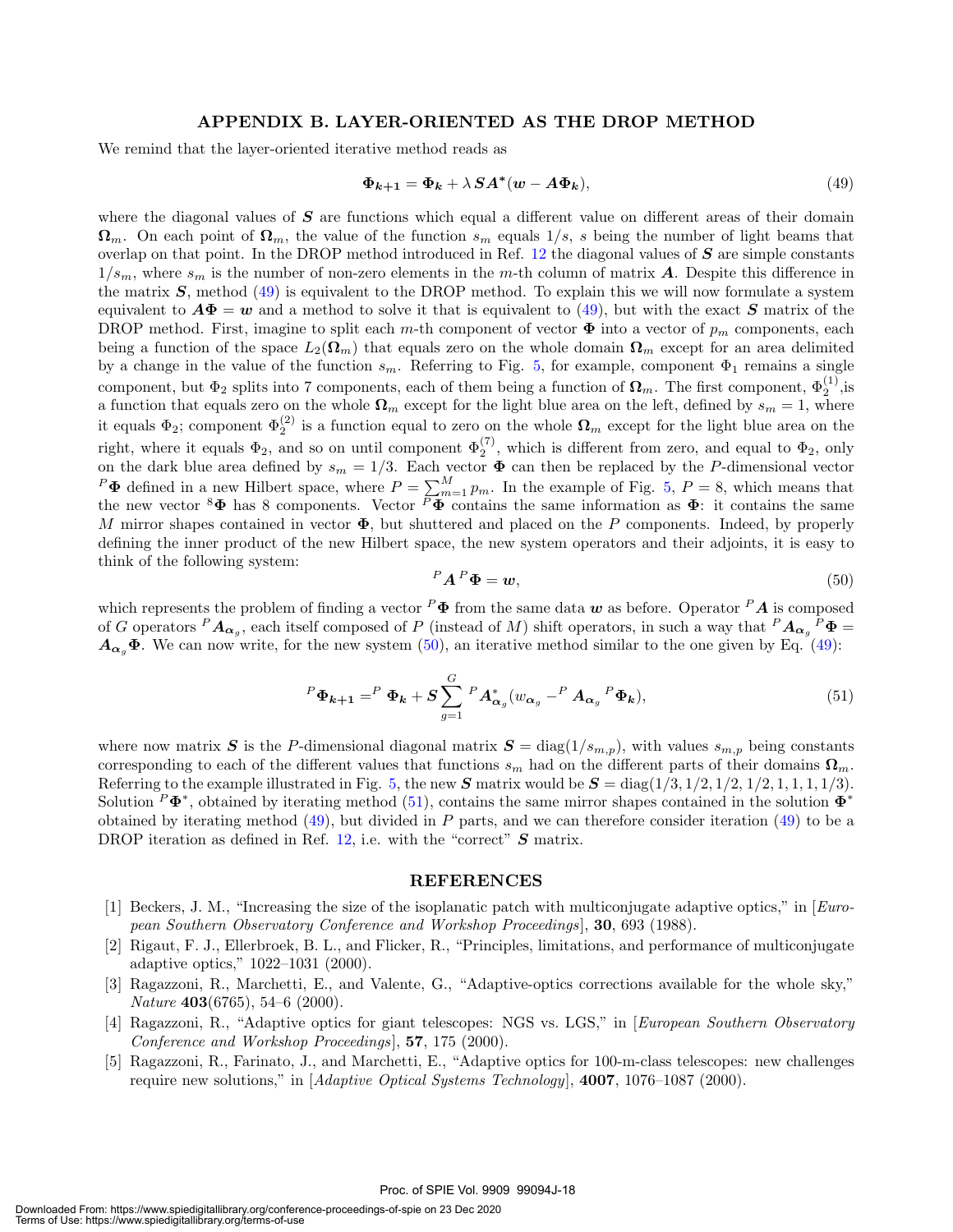## APPENDIX B. LAYER-ORIENTED AS THE DROP METHOD

We remind that the layer-oriented iterative method reads as

$$\boldsymbol{\Phi_{k+1}} = \boldsymbol{\Phi_k} + \lambda \boldsymbol{S}\boldsymbol{A}^*(\boldsymbol{w} - \boldsymbol{A}\boldsymbol{\Phi_k}), \tag{49}$$

where the diagonal values of $\boldsymbol{S}$ are functions which equal a different value on different areas of their domain $\boldsymbol{\Omega}_m$. On each point of $\boldsymbol{\Omega}_m$, the value of the function $s_m$ equals $1/s$, $s$ being the number of light beams that overlap on that point. In the DROP method introduced in Ref. 12 the diagonal values of $\boldsymbol{S}$ are simple constants $1/s_m$, where $s_m$ is the number of non-zero elements in the $m$-th column of matrix $\boldsymbol{A}$. Despite this difference in the matrix $\boldsymbol{S}$, method (49) is equivalent to the DROP method. To explain this we will now formulate a system equivalent to $\boldsymbol{A}\boldsymbol{\Phi} = \boldsymbol{w}$ and a method to solve it that is equivalent to (49), but with the exact $\boldsymbol{S}$ matrix of the DROP method. First, imagine to split each $m$-th component of vector $\boldsymbol{\Phi}$ into a vector of $p_m$ components, each being a function of the space $L_2(\boldsymbol{\Omega}_m)$ that equals zero on the whole domain $\boldsymbol{\Omega}_m$ except for an area delimited by a change in the value of the function $s_m$. Referring to Fig. 5, for example, component $\Phi_1$ remains a single component, but $\Phi_2$ splits into 7 components, each of them being a function of $\boldsymbol{\Omega}_m$. The first component, $\Phi_2^{(1)}$,is a function that equals zero on the whole $\boldsymbol{\Omega}_m$ except for the light blue area on the left, defined by $s_m = 1$, where it equals $\Phi_2$; component $\Phi_2^{(2)}$ is a function equal to zero on the whole $\boldsymbol{\Omega}_m$ except for the light blue area on the right, where it equals $\Phi_2$, and so on until component $\Phi_2^{(7)}$, which is different from zero, and equal to $\Phi_2$, only on the dark blue area defined by $s_m = 1/3$. Each vector $\boldsymbol{\Phi}$ can then be replaced by the $P$-dimensional vector ${}^P\boldsymbol{\Phi}$ defined in a new Hilbert space, where $P = \sum_{m=1}^{M} p_m$. In the example of Fig. 5, $P = 8$, which means that the new vector ${}^8\boldsymbol{\Phi}$ has 8 components. Vector ${}^P\boldsymbol{\Phi}$ contains the same information as $\boldsymbol{\Phi}$: it contains the same $M$ mirror shapes contained in vector $\boldsymbol{\Phi}$, but shuttered and placed on the $P$ components. Indeed, by properly defining the inner product of the new Hilbert space, the new system operators and their adjoints, it is easy to think of the following system:

$${}^P\boldsymbol{A}\,{}^P\boldsymbol{\Phi} = \boldsymbol{w}, \tag{50}$$

which represents the problem of finding a vector ${}^P\boldsymbol{\Phi}$ from the same data $\boldsymbol{w}$ as before. Operator ${}^P\boldsymbol{A}$ is composed of $G$ operators ${}^P\boldsymbol{A}_{\boldsymbol{\alpha}_g}$, each itself composed of $P$ (instead of $M$) shift operators, in such a way that ${}^P\boldsymbol{A}_{\boldsymbol{\alpha}_g}\,{}^P\boldsymbol{\Phi} = \boldsymbol{A}_{\boldsymbol{\alpha}_g}\boldsymbol{\Phi}$. We can now write, for the new system (50), an iterative method similar to the one given by Eq. (49):

$${}^P\boldsymbol{\Phi_{k+1}} = {}^P\,\boldsymbol{\Phi_k} + \boldsymbol{S}\sum_{g=1}^{G} {}^P\boldsymbol{A}^*_{\boldsymbol{\alpha}_g}(w_{\boldsymbol{\alpha}_g} - {}^P\,\boldsymbol{A}_{\boldsymbol{\alpha}_g}\,{}^P\boldsymbol{\Phi_k}), \tag{51}$$

where now matrix $\boldsymbol{S}$ is the $P$-dimensional diagonal matrix $\boldsymbol{S} = \mathrm{diag}(1/s_{m,p})$, with values $s_{m,p}$ being constants corresponding to each of the different values that functions $s_m$ had on the different parts of their domains $\boldsymbol{\Omega}_m$. Referring to the example illustrated in Fig. 5, the new $\boldsymbol{S}$ matrix would be $\boldsymbol{S} = \mathrm{diag}(1/3, 1/2, 1/2, 1/2, 1, 1, 1, 1/3)$. Solution ${}^P\boldsymbol{\Phi}^*$, obtained by iterating method (51), contains the same mirror shapes contained in the solution $\boldsymbol{\Phi}^*$ obtained by iterating method (49), but divided in $P$ parts, and we can therefore consider iteration (49) to be a DROP iteration as defined in Ref. 12, i.e. with the "correct" $\boldsymbol{S}$ matrix.

## REFERENCES

[1] Beckers, J. M., "Increasing the size of the isoplanatic patch with multiconjugate adaptive optics," in [*European Southern Observatory Conference and Workshop Proceedings*], **30**, 693 (1988).

[2] Rigaut, F. J., Ellerbroek, B. L., and Flicker, R., "Principles, limitations, and performance of multiconjugate adaptive optics," 1022–1031 (2000).

[3] Ragazzoni, R., Marchetti, E., and Valente, G., "Adaptive-optics corrections available for the whole sky," *Nature* **403**(6765), 54–6 (2000).

[4] Ragazzoni, R., "Adaptive optics for giant telescopes: NGS vs. LGS," in [*European Southern Observatory Conference and Workshop Proceedings*], **57**, 175 (2000).

[5] Ragazzoni, R., Farinato, J., and Marchetti, E., "Adaptive optics for 100-m-class telescopes: new challenges require new solutions," in [*Adaptive Optical Systems Technology*], **4007**, 1076–1087 (2000).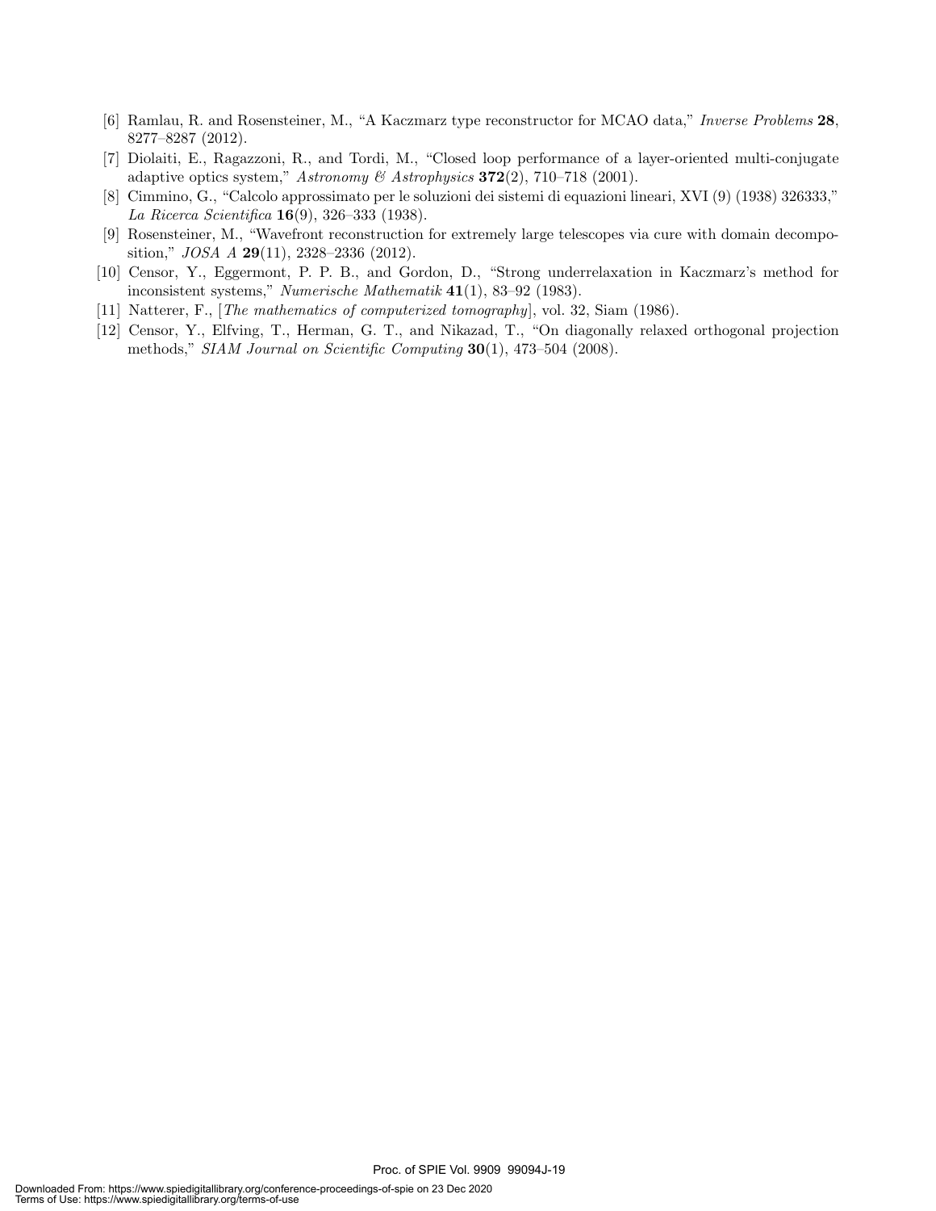[6] Ramlau, R. and Rosensteiner, M., "A Kaczmarz type reconstructor for MCAO data," *Inverse Problems* **28**, 8277–8287 (2012).

[7] Diolaiti, E., Ragazzoni, R., and Tordi, M., "Closed loop performance of a layer-oriented multi-conjugate adaptive optics system," *Astronomy & Astrophysics* **372**(2), 710–718 (2001).

[8] Cimmino, G., "Calcolo approssimato per le soluzioni dei sistemi di equazioni lineari, XVI (9) (1938) 326333," *La Ricerca Scientifica* **16**(9), 326–333 (1938).

[9] Rosensteiner, M., "Wavefront reconstruction for extremely large telescopes via cure with domain decomposition," *JOSA A* **29**(11), 2328–2336 (2012).

[10] Censor, Y., Eggermont, P. P. B., and Gordon, D., "Strong underrelaxation in Kaczmarz's method for inconsistent systems," *Numerische Mathematik* **41**(1), 83–92 (1983).

[11] Natterer, F., [*The mathematics of computerized tomography*], vol. 32, Siam (1986).

[12] Censor, Y., Elfving, T., Herman, G. T., and Nikazad, T., "On diagonally relaxed orthogonal projection methods," *SIAM Journal on Scientific Computing* **30**(1), 473–504 (2008).